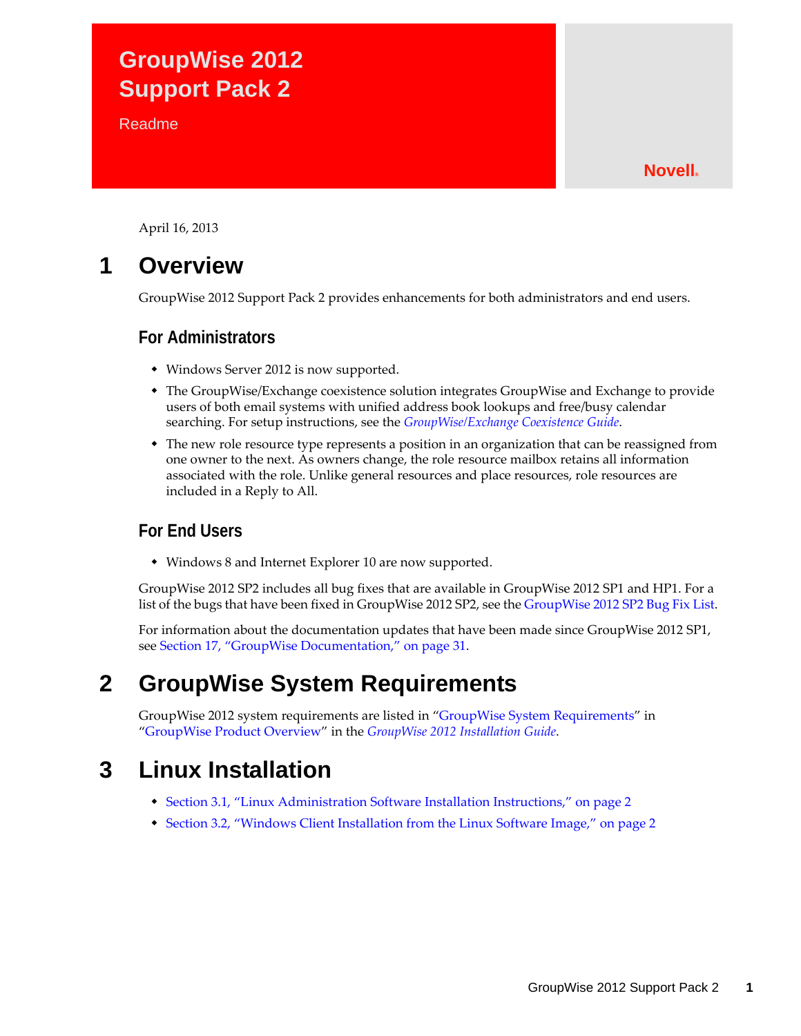# GroupWise 2012 Support Pack 2

Readme

Novell®

April 16, 2013

## 1 Overview

GroupWise 2012 Support Pack 2 provides enhancements for both administrators and end users.

### For Administrators

- Windows Server 2012 is now supported.
- The GroupWise/Exchange coexistence solution integrates GroupWise and Exchange to provide users of both email systems with unified address book lookups and free/busy calendar searching. For setup instructions, see the *GroupWise/Exchange Coexistence Guide*.
- The new role resource type represents a position in an organization that can be reassigned from one owner to the next. As owners change, the role resource mailbox retains all information associated with the role. Unlike general resources and place resources, role resources are included in a Reply to All.

### For End Users

- Windows 8 and Internet Explorer 10 are now supported.

GroupWise 2012 SP2 includes all bug fixes that are available in GroupWise 2012 SP1 and HP1. For a list of the bugs that have been fixed in GroupWise 2012 SP2, see the GroupWise 2012 SP2 Bug Fix List.

For information about the documentation updates that have been made since GroupWise 2012 SP1, see Section 17, "GroupWise Documentation," on page 31.

## 2 GroupWise System Requirements

GroupWise 2012 system requirements are listed in "GroupWise System Requirements" in "GroupWise Product Overview" in the *GroupWise 2012 Installation Guide*.

## 3 Linux Installation

- Section 3.1, "Linux Administration Software Installation Instructions," on page 2
- Section 3.2, "Windows Client Installation from the Linux Software Image," on page 2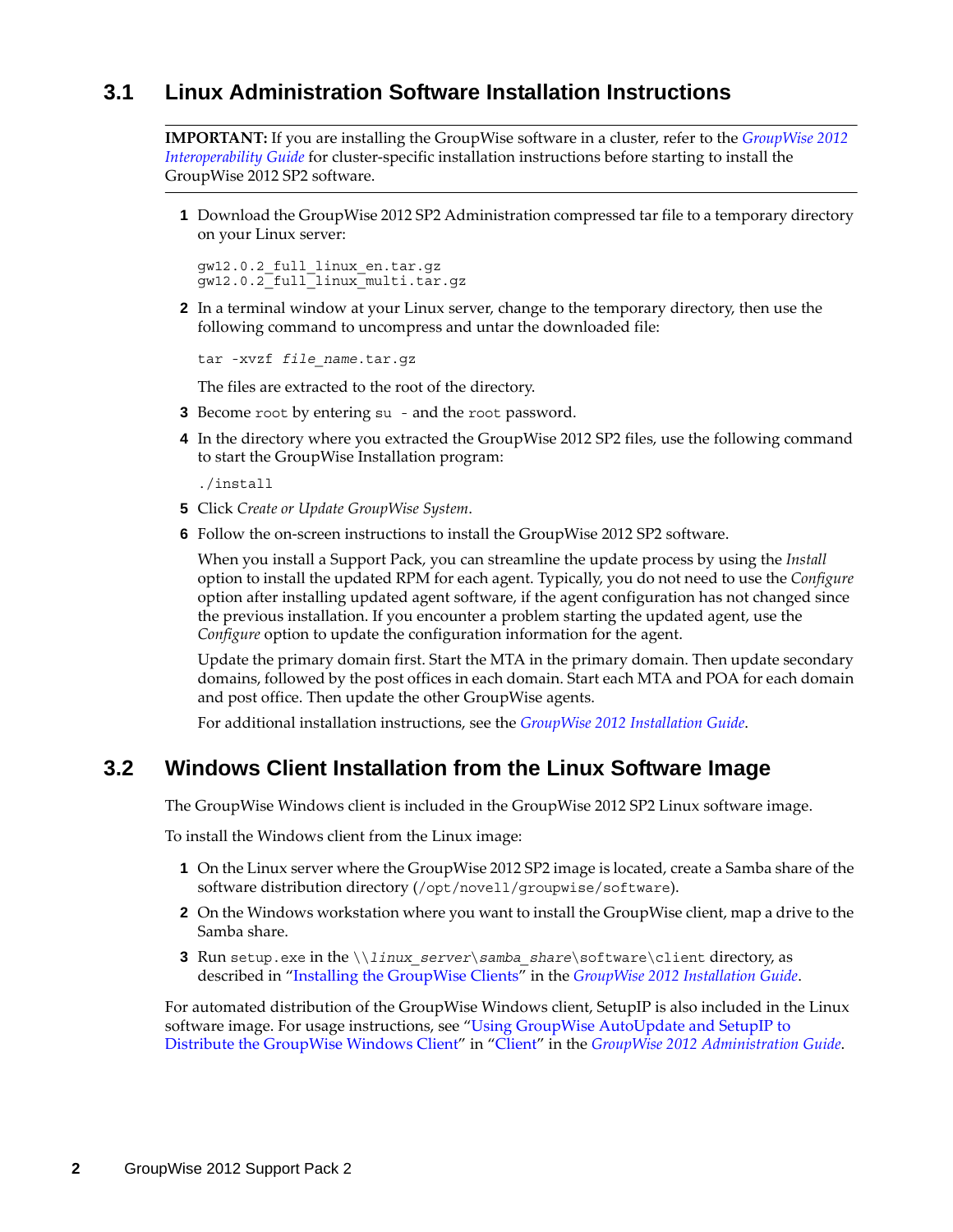## 3.1 Linux Administration Software Installation Instructions

**IMPORTANT:** If you are installing the GroupWise software in a cluster, refer to the *GroupWise 2012 Interoperability Guide* for cluster-specific installation instructions before starting to install the GroupWise 2012 SP2 software.

1. Download the GroupWise 2012 SP2 Administration compressed tar file to a temporary directory on your Linux server:

   ```
   gw12.0.2_full_linux_en.tar.gz
   gw12.0.2_full_linux_multi.tar.gz
   ```

2. In a terminal window at your Linux server, change to the temporary directory, then use the following command to uncompress and untar the downloaded file:

   ```
   tar -xvzf file_name.tar.gz
   ```

   The files are extracted to the root of the directory.

3. Become `root` by entering `su -` and the `root` password.
4. In the directory where you extracted the GroupWise 2012 SP2 files, use the following command to start the GroupWise Installation program:

   ```
   ./install
   ```

5. Click *Create or Update GroupWise System*.
6. Follow the on-screen instructions to install the GroupWise 2012 SP2 software.

   When you install a Support Pack, you can streamline the update process by using the *Install* option to install the updated RPM for each agent. Typically, you do not need to use the *Configure* option after installing updated agent software, if the agent configuration has not changed since the previous installation. If you encounter a problem starting the updated agent, use the *Configure* option to update the configuration information for the agent.

   Update the primary domain first. Start the MTA in the primary domain. Then update secondary domains, followed by the post offices in each domain. Start each MTA and POA for each domain and post office. Then update the other GroupWise agents.

   For additional installation instructions, see the *GroupWise 2012 Installation Guide*.

## 3.2 Windows Client Installation from the Linux Software Image

The GroupWise Windows client is included in the GroupWise 2012 SP2 Linux software image.

To install the Windows client from the Linux image:

1. On the Linux server where the GroupWise 2012 SP2 image is located, create a Samba share of the software distribution directory (`/opt/novell/groupwise/software`).
2. On the Windows workstation where you want to install the GroupWise client, map a drive to the Samba share.
3. Run `setup.exe` in the `\\linux_server\samba_share\software\client` directory, as described in "Installing the GroupWise Clients" in the *GroupWise 2012 Installation Guide*.

For automated distribution of the GroupWise Windows client, SetupIP is also included in the Linux software image. For usage instructions, see "Using GroupWise AutoUpdate and SetupIP to Distribute the GroupWise Windows Client" in "Client" in the *GroupWise 2012 Administration Guide*.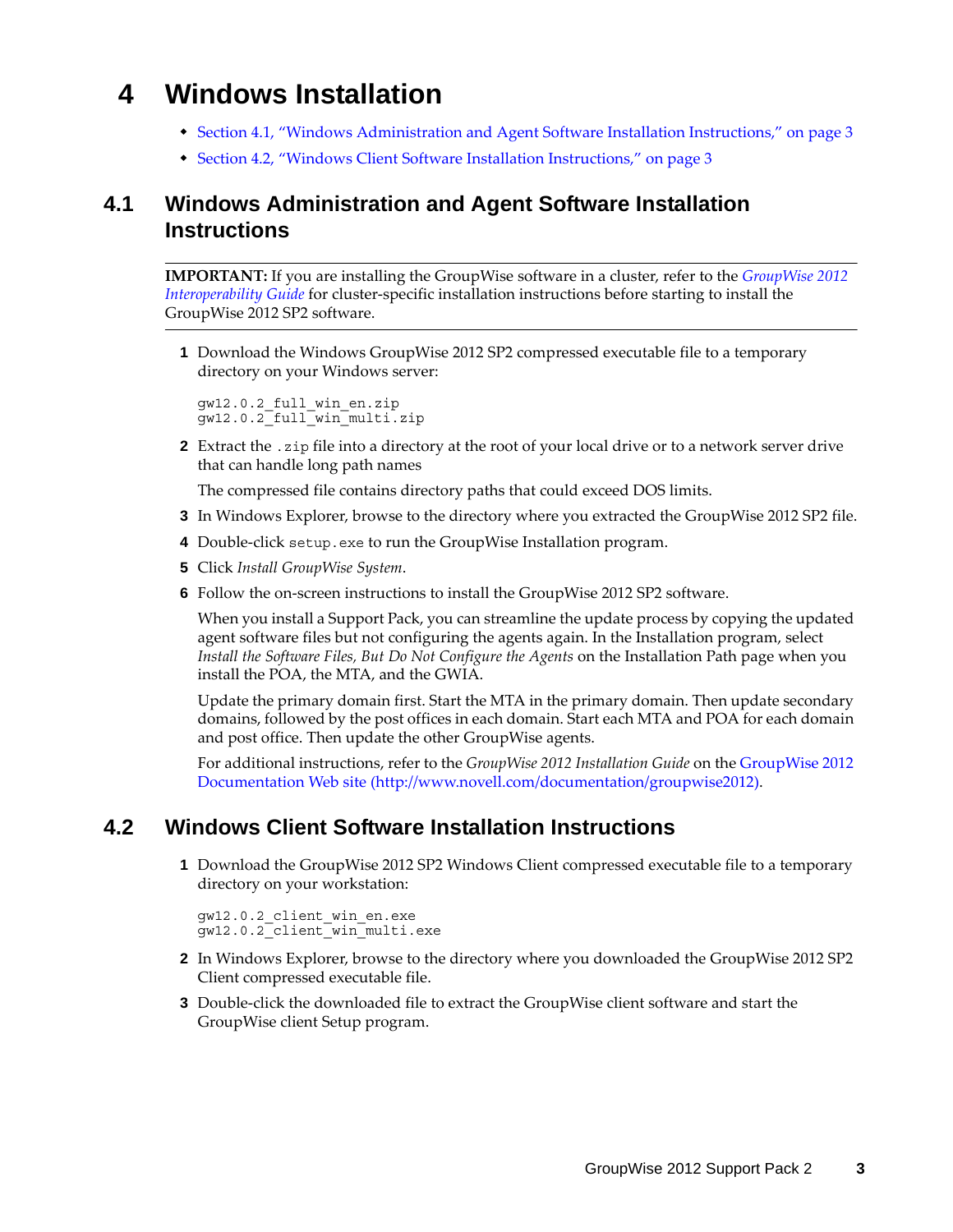# 4 Windows Installation

- Section 4.1, "Windows Administration and Agent Software Installation Instructions," on page 3
- Section 4.2, "Windows Client Software Installation Instructions," on page 3

## 4.1 Windows Administration and Agent Software Installation Instructions

---

**IMPORTANT:** If you are installing the GroupWise software in a cluster, refer to the *GroupWise 2012 Interoperability Guide* for cluster-specific installation instructions before starting to install the GroupWise 2012 SP2 software.

---

1. Download the Windows GroupWise 2012 SP2 compressed executable file to a temporary directory on your Windows server:

   ```
   gw12.0.2_full_win_en.zip
   gw12.0.2_full_win_multi.zip
   ```

2. Extract the `.zip` file into a directory at the root of your local drive or to a network server drive that can handle long path names

   The compressed file contains directory paths that could exceed DOS limits.

3. In Windows Explorer, browse to the directory where you extracted the GroupWise 2012 SP2 file.
4. Double-click `setup.exe` to run the GroupWise Installation program.
5. Click *Install GroupWise System*.
6. Follow the on-screen instructions to install the GroupWise 2012 SP2 software.

   When you install a Support Pack, you can streamline the update process by copying the updated agent software files but not configuring the agents again. In the Installation program, select *Install the Software Files, But Do Not Configure the Agents* on the Installation Path page when you install the POA, the MTA, and the GWIA.

   Update the primary domain first. Start the MTA in the primary domain. Then update secondary domains, followed by the post offices in each domain. Start each MTA and POA for each domain and post office. Then update the other GroupWise agents.

   For additional instructions, refer to the *GroupWise 2012 Installation Guide* on the GroupWise 2012 Documentation Web site (http://www.novell.com/documentation/groupwise2012).

## 4.2 Windows Client Software Installation Instructions

1. Download the GroupWise 2012 SP2 Windows Client compressed executable file to a temporary directory on your workstation:

   ```
   gw12.0.2_client_win_en.exe
   gw12.0.2_client_win_multi.exe
   ```

2. In Windows Explorer, browse to the directory where you downloaded the GroupWise 2012 SP2 Client compressed executable file.
3. Double-click the downloaded file to extract the GroupWise client software and start the GroupWise client Setup program.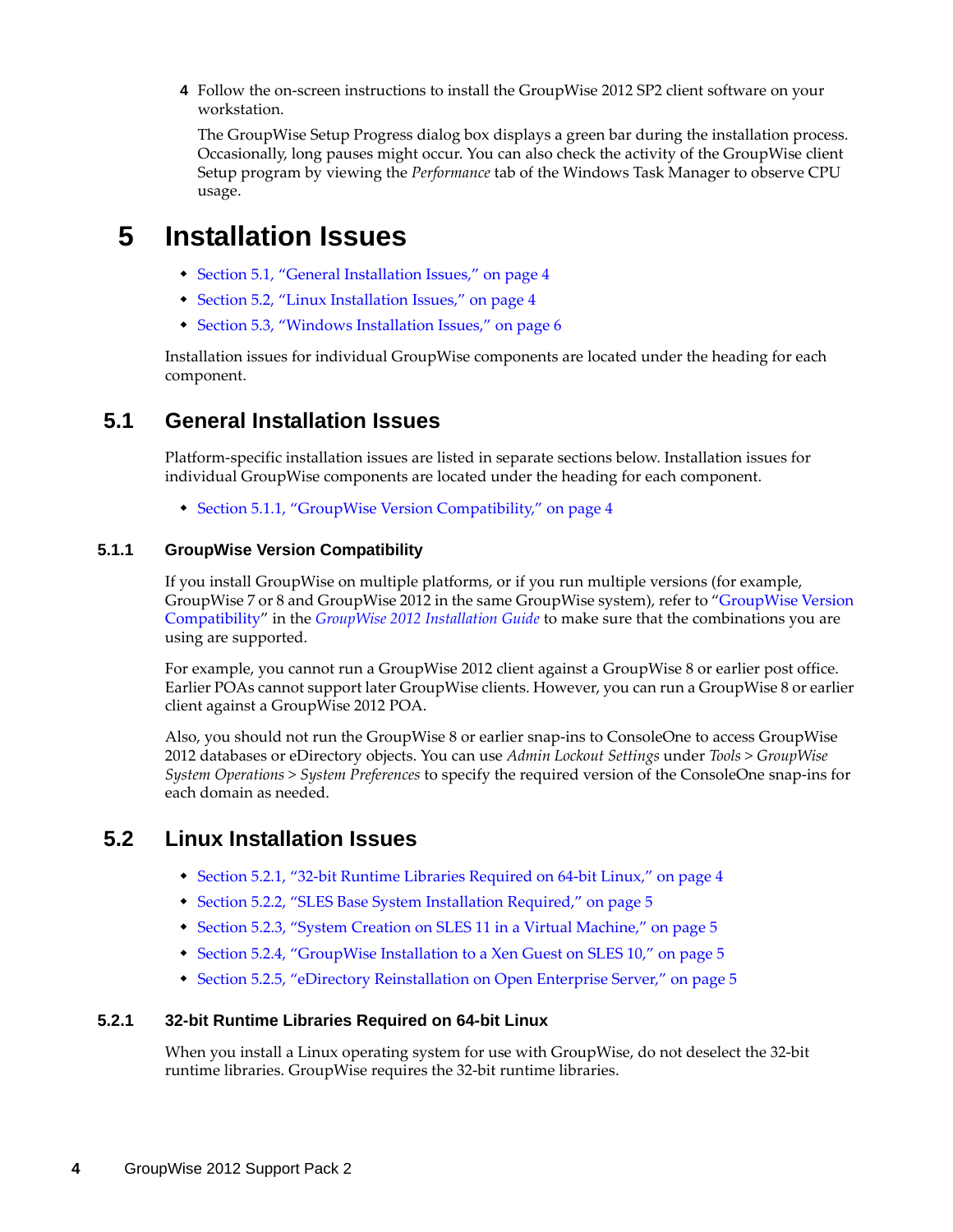4 Follow the on-screen instructions to install the GroupWise 2012 SP2 client software on your workstation.

   The GroupWise Setup Progress dialog box displays a green bar during the installation process. Occasionally, long pauses might occur. You can also check the activity of the GroupWise client Setup program by viewing the *Performance* tab of the Windows Task Manager to observe CPU usage.

# 5 Installation Issues

- Section 5.1, "General Installation Issues," on page 4
- Section 5.2, "Linux Installation Issues," on page 4
- Section 5.3, "Windows Installation Issues," on page 6

Installation issues for individual GroupWise components are located under the heading for each component.

## 5.1 General Installation Issues

Platform-specific installation issues are listed in separate sections below. Installation issues for individual GroupWise components are located under the heading for each component.

- Section 5.1.1, "GroupWise Version Compatibility," on page 4

### 5.1.1 GroupWise Version Compatibility

If you install GroupWise on multiple platforms, or if you run multiple versions (for example, GroupWise 7 or 8 and GroupWise 2012 in the same GroupWise system), refer to "GroupWise Version Compatibility" in the *GroupWise 2012 Installation Guide* to make sure that the combinations you are using are supported.

For example, you cannot run a GroupWise 2012 client against a GroupWise 8 or earlier post office. Earlier POAs cannot support later GroupWise clients. However, you can run a GroupWise 8 or earlier client against a GroupWise 2012 POA.

Also, you should not run the GroupWise 8 or earlier snap-ins to ConsoleOne to access GroupWise 2012 databases or eDirectory objects. You can use *Admin Lockout Settings* under *Tools > GroupWise System Operations > System Preferences* to specify the required version of the ConsoleOne snap-ins for each domain as needed.

## 5.2 Linux Installation Issues

- Section 5.2.1, "32-bit Runtime Libraries Required on 64-bit Linux," on page 4
- Section 5.2.2, "SLES Base System Installation Required," on page 5
- Section 5.2.3, "System Creation on SLES 11 in a Virtual Machine," on page 5
- Section 5.2.4, "GroupWise Installation to a Xen Guest on SLES 10," on page 5
- Section 5.2.5, "eDirectory Reinstallation on Open Enterprise Server," on page 5

### 5.2.1 32-bit Runtime Libraries Required on 64-bit Linux

When you install a Linux operating system for use with GroupWise, do not deselect the 32-bit runtime libraries. GroupWise requires the 32-bit runtime libraries.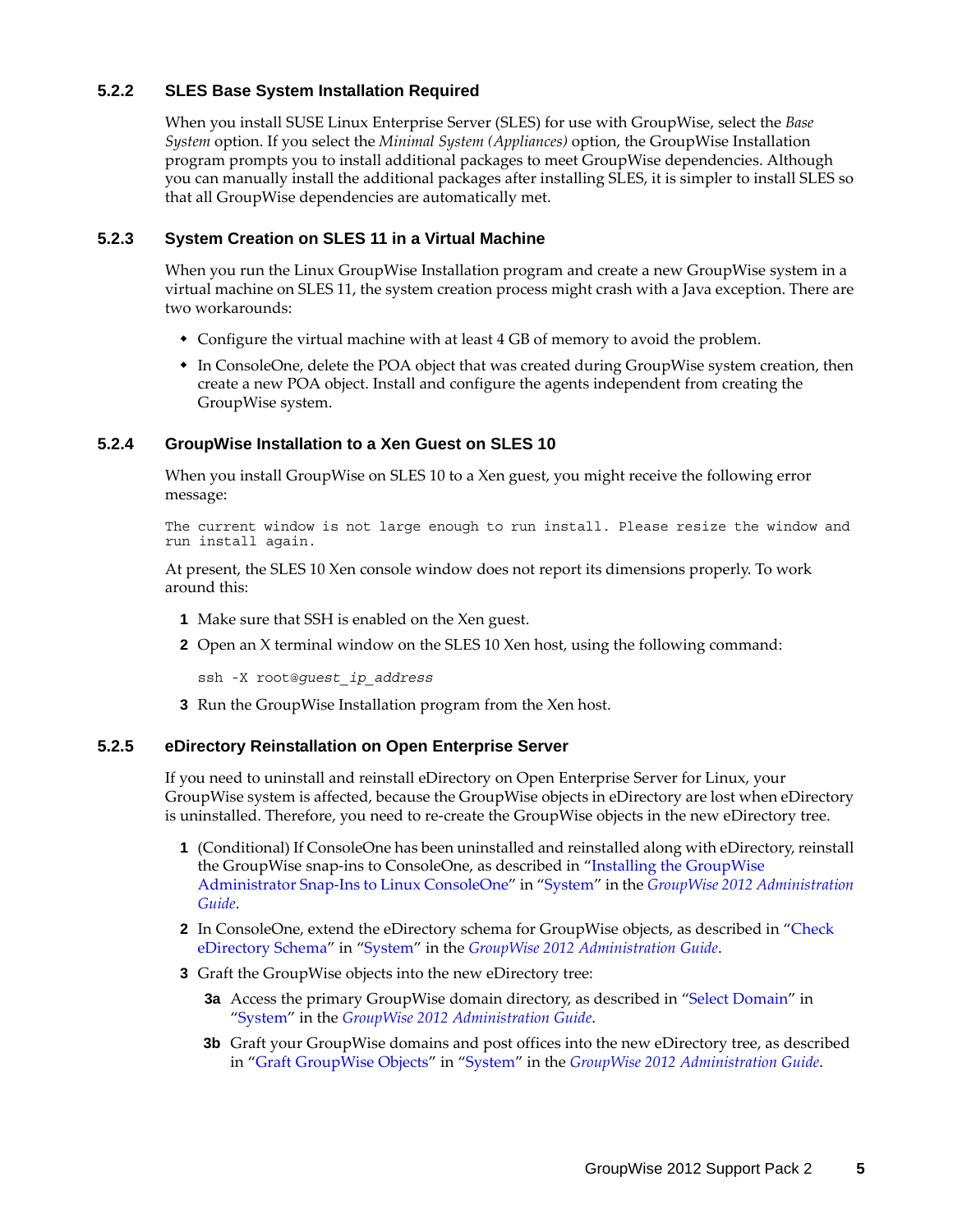### 5.2.2 SLES Base System Installation Required

When you install SUSE Linux Enterprise Server (SLES) for use with GroupWise, select the *Base System* option. If you select the *Minimal System (Appliances)* option, the GroupWise Installation program prompts you to install additional packages to meet GroupWise dependencies. Although you can manually install the additional packages after installing SLES, it is simpler to install SLES so that all GroupWise dependencies are automatically met.

### 5.2.3 System Creation on SLES 11 in a Virtual Machine

When you run the Linux GroupWise Installation program and create a new GroupWise system in a virtual machine on SLES 11, the system creation process might crash with a Java exception. There are two workarounds:

- Configure the virtual machine with at least 4 GB of memory to avoid the problem.
- In ConsoleOne, delete the POA object that was created during GroupWise system creation, then create a new POA object. Install and configure the agents independent from creating the GroupWise system.

### 5.2.4 GroupWise Installation to a Xen Guest on SLES 10

When you install GroupWise on SLES 10 to a Xen guest, you might receive the following error message:

```
The current window is not large enough to run install. Please resize the window and
run install again.
```

At present, the SLES 10 Xen console window does not report its dimensions properly. To work around this:

1. Make sure that SSH is enabled on the Xen guest.
2. Open an X terminal window on the SLES 10 Xen host, using the following command:

   ```
   ssh -X root@guest_ip_address
   ```

3. Run the GroupWise Installation program from the Xen host.

### 5.2.5 eDirectory Reinstallation on Open Enterprise Server

If you need to uninstall and reinstall eDirectory on Open Enterprise Server for Linux, your GroupWise system is affected, because the GroupWise objects in eDirectory are lost when eDirectory is uninstalled. Therefore, you need to re-create the GroupWise objects in the new eDirectory tree.

1. (Conditional) If ConsoleOne has been uninstalled and reinstalled along with eDirectory, reinstall the GroupWise snap-ins to ConsoleOne, as described in "Installing the GroupWise Administrator Snap-Ins to Linux ConsoleOne" in "System" in the *GroupWise 2012 Administration Guide*.
2. In ConsoleOne, extend the eDirectory schema for GroupWise objects, as described in "Check eDirectory Schema" in "System" in the *GroupWise 2012 Administration Guide*.
3. Graft the GroupWise objects into the new eDirectory tree:

   **3a** Access the primary GroupWise domain directory, as described in "Select Domain" in "System" in the *GroupWise 2012 Administration Guide*.

   **3b** Graft your GroupWise domains and post offices into the new eDirectory tree, as described in "Graft GroupWise Objects" in "System" in the *GroupWise 2012 Administration Guide*.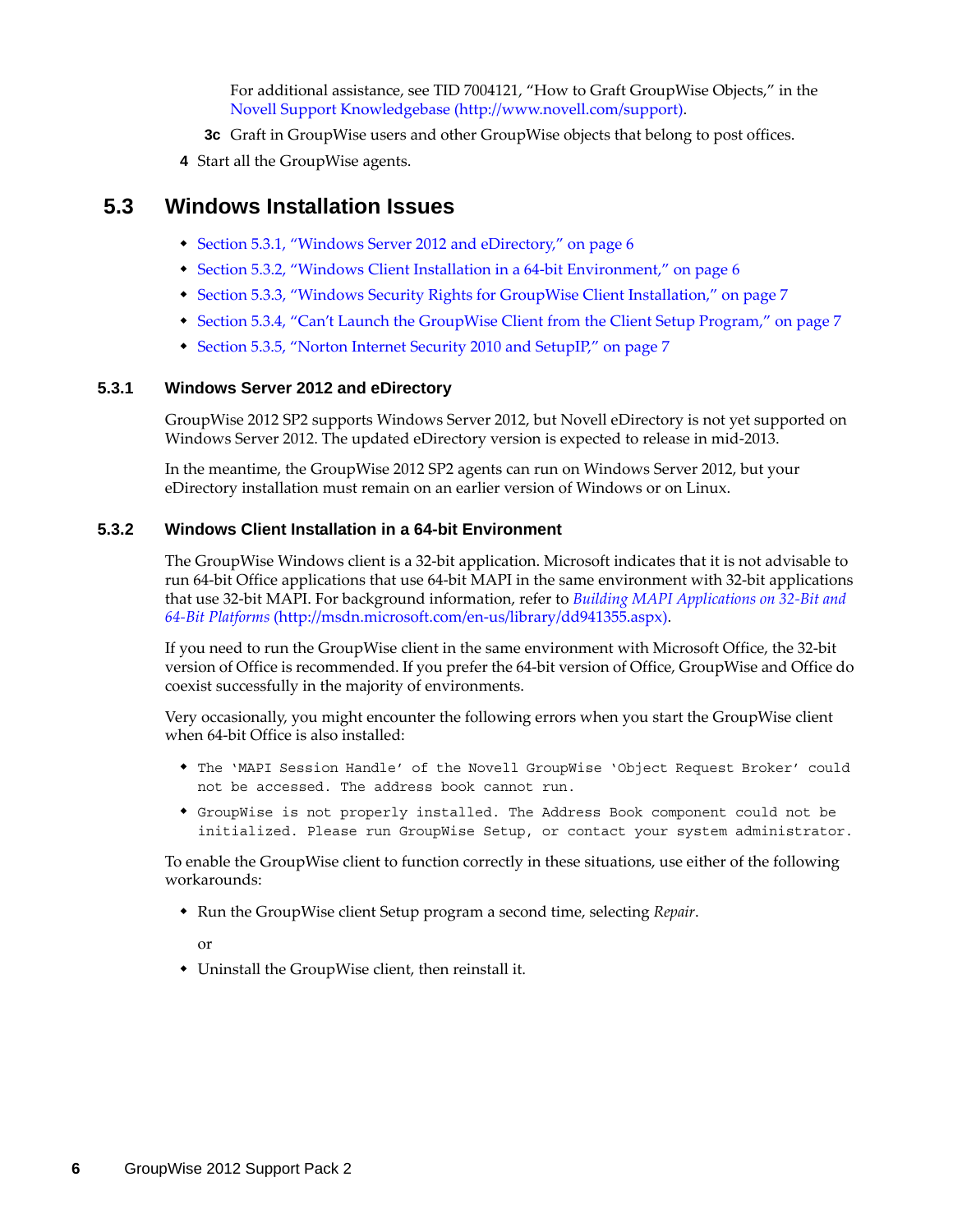For additional assistance, see TID 7004121, "How to Graft GroupWise Objects," in the Novell Support Knowledgebase (http://www.novell.com/support).

**3c** Graft in GroupWise users and other GroupWise objects that belong to post offices.

**4** Start all the GroupWise agents.

## 5.3 Windows Installation Issues

- Section 5.3.1, "Windows Server 2012 and eDirectory," on page 6
- Section 5.3.2, "Windows Client Installation in a 64-bit Environment," on page 6
- Section 5.3.3, "Windows Security Rights for GroupWise Client Installation," on page 7
- Section 5.3.4, "Can't Launch the GroupWise Client from the Client Setup Program," on page 7
- Section 5.3.5, "Norton Internet Security 2010 and SetupIP," on page 7

### 5.3.1 Windows Server 2012 and eDirectory

GroupWise 2012 SP2 supports Windows Server 2012, but Novell eDirectory is not yet supported on Windows Server 2012. The updated eDirectory version is expected to release in mid-2013.

In the meantime, the GroupWise 2012 SP2 agents can run on Windows Server 2012, but your eDirectory installation must remain on an earlier version of Windows or on Linux.

### 5.3.2 Windows Client Installation in a 64-bit Environment

The GroupWise Windows client is a 32-bit application. Microsoft indicates that it is not advisable to run 64-bit Office applications that use 64-bit MAPI in the same environment with 32-bit applications that use 32-bit MAPI. For background information, refer to *Building MAPI Applications on 32-Bit and 64-Bit Platforms* (http://msdn.microsoft.com/en-us/library/dd941355.aspx).

If you need to run the GroupWise client in the same environment with Microsoft Office, the 32-bit version of Office is recommended. If you prefer the 64-bit version of Office, GroupWise and Office do coexist successfully in the majority of environments.

Very occasionally, you might encounter the following errors when you start the GroupWise client when 64-bit Office is also installed:

- `The 'MAPI Session Handle' of the Novell GroupWise 'Object Request Broker' could not be accessed. The address book cannot run.`
- `GroupWise is not properly installed. The Address Book component could not be initialized. Please run GroupWise Setup, or contact your system administrator.`

To enable the GroupWise client to function correctly in these situations, use either of the following workarounds:

- Run the GroupWise client Setup program a second time, selecting *Repair*.

  or

- Uninstall the GroupWise client, then reinstall it.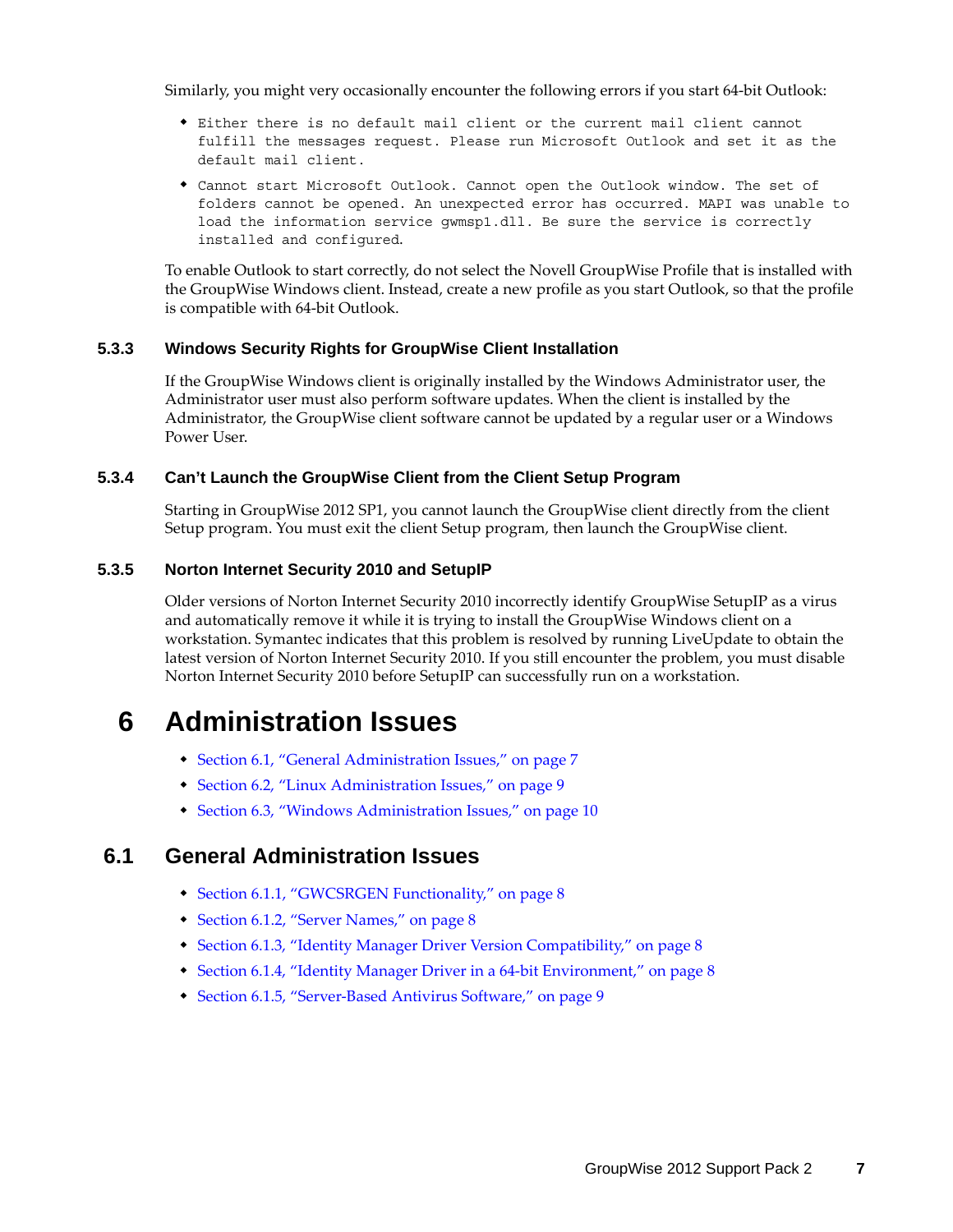Similarly, you might very occasionally encounter the following errors if you start 64-bit Outlook:

- `Either there is no default mail client or the current mail client cannot fulfill the messages request. Please run Microsoft Outlook and set it as the default mail client.`
- `Cannot start Microsoft Outlook. Cannot open the Outlook window. The set of folders cannot be opened. An unexpected error has occurred. MAPI was unable to load the information service gwmsp1.dll. Be sure the service is correctly installed and configured.`

To enable Outlook to start correctly, do not select the Novell GroupWise Profile that is installed with the GroupWise Windows client. Instead, create a new profile as you start Outlook, so that the profile is compatible with 64-bit Outlook.

### 5.3.3 Windows Security Rights for GroupWise Client Installation

If the GroupWise Windows client is originally installed by the Windows Administrator user, the Administrator user must also perform software updates. When the client is installed by the Administrator, the GroupWise client software cannot be updated by a regular user or a Windows Power User.

### 5.3.4 Can't Launch the GroupWise Client from the Client Setup Program

Starting in GroupWise 2012 SP1, you cannot launch the GroupWise client directly from the client Setup program. You must exit the client Setup program, then launch the GroupWise client.

### 5.3.5 Norton Internet Security 2010 and SetupIP

Older versions of Norton Internet Security 2010 incorrectly identify GroupWise SetupIP as a virus and automatically remove it while it is trying to install the GroupWise Windows client on a workstation. Symantec indicates that this problem is resolved by running LiveUpdate to obtain the latest version of Norton Internet Security 2010. If you still encounter the problem, you must disable Norton Internet Security 2010 before SetupIP can successfully run on a workstation.

# 6 Administration Issues

- Section 6.1, "General Administration Issues," on page 7
- Section 6.2, "Linux Administration Issues," on page 9
- Section 6.3, "Windows Administration Issues," on page 10

## 6.1 General Administration Issues

- Section 6.1.1, "GWCSRGEN Functionality," on page 8
- Section 6.1.2, "Server Names," on page 8
- Section 6.1.3, "Identity Manager Driver Version Compatibility," on page 8
- Section 6.1.4, "Identity Manager Driver in a 64-bit Environment," on page 8
- Section 6.1.5, "Server-Based Antivirus Software," on page 9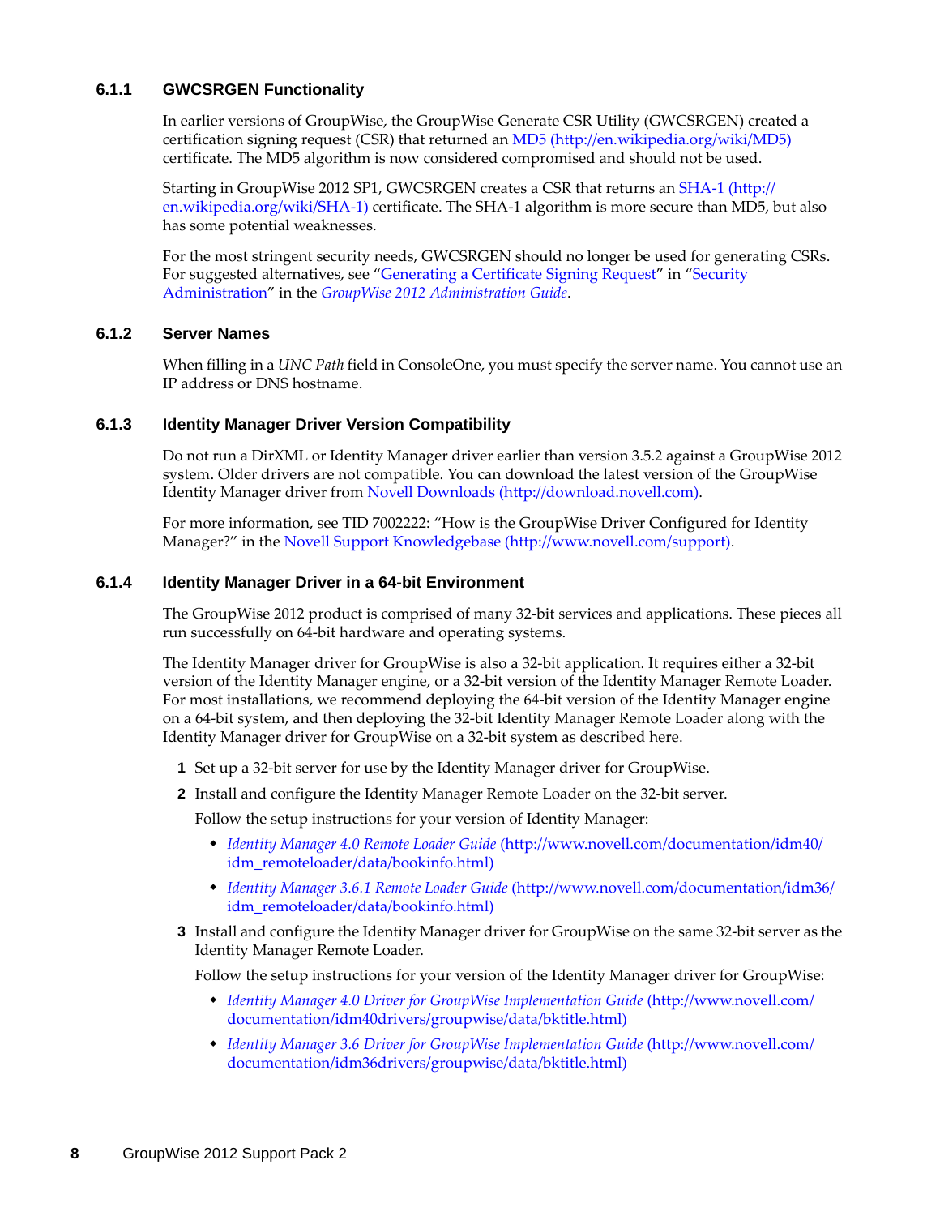### 6.1.1 GWCSRGEN Functionality

In earlier versions of GroupWise, the GroupWise Generate CSR Utility (GWCSRGEN) created a certification signing request (CSR) that returned an MD5 (http://en.wikipedia.org/wiki/MD5) certificate. The MD5 algorithm is now considered compromised and should not be used.

Starting in GroupWise 2012 SP1, GWCSRGEN creates a CSR that returns an SHA-1 (http://en.wikipedia.org/wiki/SHA-1) certificate. The SHA-1 algorithm is more secure than MD5, but also has some potential weaknesses.

For the most stringent security needs, GWCSRGEN should no longer be used for generating CSRs. For suggested alternatives, see "Generating a Certificate Signing Request" in "Security Administration" in the *GroupWise 2012 Administration Guide*.

### 6.1.2 Server Names

When filling in a *UNC Path* field in ConsoleOne, you must specify the server name. You cannot use an IP address or DNS hostname.

### 6.1.3 Identity Manager Driver Version Compatibility

Do not run a DirXML or Identity Manager driver earlier than version 3.5.2 against a GroupWise 2012 system. Older drivers are not compatible. You can download the latest version of the GroupWise Identity Manager driver from Novell Downloads (http://download.novell.com).

For more information, see TID 7002222: "How is the GroupWise Driver Configured for Identity Manager?" in the Novell Support Knowledgebase (http://www.novell.com/support).

### 6.1.4 Identity Manager Driver in a 64-bit Environment

The GroupWise 2012 product is comprised of many 32-bit services and applications. These pieces all run successfully on 64-bit hardware and operating systems.

The Identity Manager driver for GroupWise is also a 32-bit application. It requires either a 32-bit version of the Identity Manager engine, or a 32-bit version of the Identity Manager Remote Loader. For most installations, we recommend deploying the 64-bit version of the Identity Manager engine on a 64-bit system, and then deploying the 32-bit Identity Manager Remote Loader along with the Identity Manager driver for GroupWise on a 32-bit system as described here.

1. Set up a 32-bit server for use by the Identity Manager driver for GroupWise.
2. Install and configure the Identity Manager Remote Loader on the 32-bit server.

   Follow the setup instructions for your version of Identity Manager:

   - *Identity Manager 4.0 Remote Loader Guide* (http://www.novell.com/documentation/idm40/idm_remoteloader/data/bookinfo.html)
   - *Identity Manager 3.6.1 Remote Loader Guide* (http://www.novell.com/documentation/idm36/idm_remoteloader/data/bookinfo.html)

3. Install and configure the Identity Manager driver for GroupWise on the same 32-bit server as the Identity Manager Remote Loader.

   Follow the setup instructions for your version of the Identity Manager driver for GroupWise:

   - *Identity Manager 4.0 Driver for GroupWise Implementation Guide* (http://www.novell.com/documentation/idm40drivers/groupwise/data/bktitle.html)
   - *Identity Manager 3.6 Driver for GroupWise Implementation Guide* (http://www.novell.com/documentation/idm36drivers/groupwise/data/bktitle.html)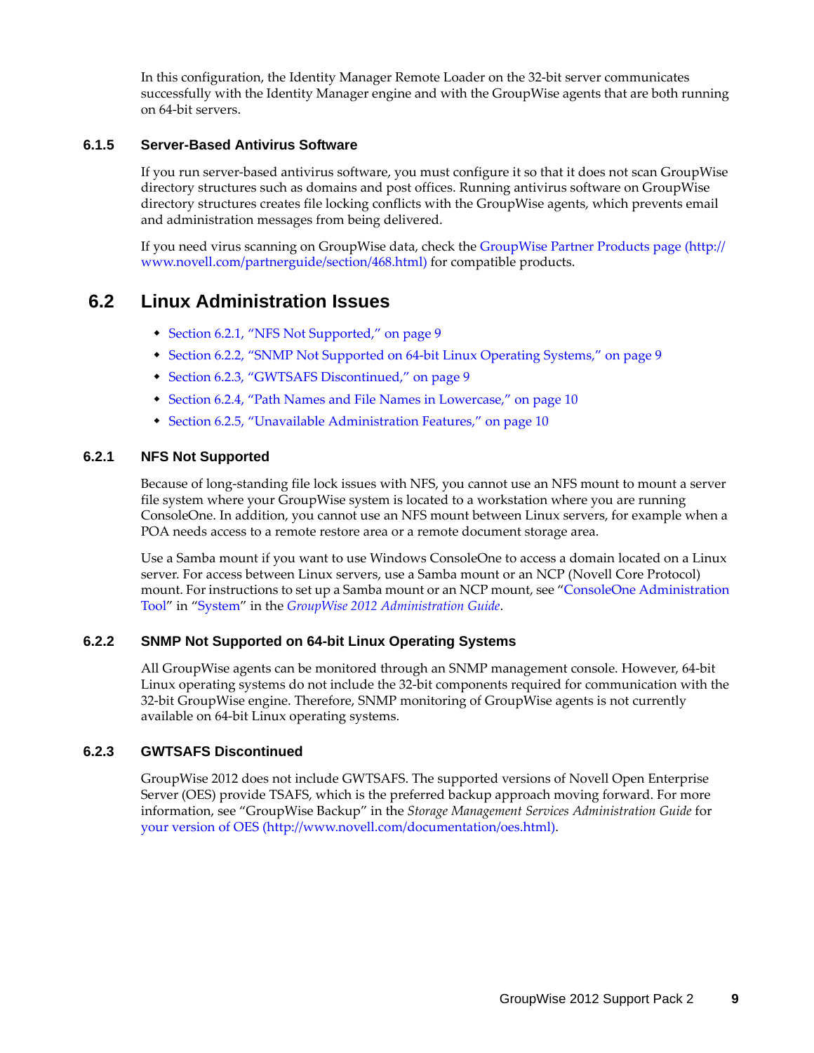In this configuration, the Identity Manager Remote Loader on the 32-bit server communicates successfully with the Identity Manager engine and with the GroupWise agents that are both running on 64-bit servers.

### 6.1.5 Server-Based Antivirus Software

If you run server-based antivirus software, you must configure it so that it does not scan GroupWise directory structures such as domains and post offices. Running antivirus software on GroupWise directory structures creates file locking conflicts with the GroupWise agents, which prevents email and administration messages from being delivered.

If you need virus scanning on GroupWise data, check the GroupWise Partner Products page (http://www.novell.com/partnerguide/section/468.html) for compatible products.

## 6.2 Linux Administration Issues

- Section 6.2.1, "NFS Not Supported," on page 9
- Section 6.2.2, "SNMP Not Supported on 64-bit Linux Operating Systems," on page 9
- Section 6.2.3, "GWTSAFS Discontinued," on page 9
- Section 6.2.4, "Path Names and File Names in Lowercase," on page 10
- Section 6.2.5, "Unavailable Administration Features," on page 10

### 6.2.1 NFS Not Supported

Because of long-standing file lock issues with NFS, you cannot use an NFS mount to mount a server file system where your GroupWise system is located to a workstation where you are running ConsoleOne. In addition, you cannot use an NFS mount between Linux servers, for example when a POA needs access to a remote restore area or a remote document storage area.

Use a Samba mount if you want to use Windows ConsoleOne to access a domain located on a Linux server. For access between Linux servers, use a Samba mount or an NCP (Novell Core Protocol) mount. For instructions to set up a Samba mount or an NCP mount, see "ConsoleOne Administration Tool" in "System" in the *GroupWise 2012 Administration Guide*.

### 6.2.2 SNMP Not Supported on 64-bit Linux Operating Systems

All GroupWise agents can be monitored through an SNMP management console. However, 64-bit Linux operating systems do not include the 32-bit components required for communication with the 32-bit GroupWise engine. Therefore, SNMP monitoring of GroupWise agents is not currently available on 64-bit Linux operating systems.

### 6.2.3 GWTSAFS Discontinued

GroupWise 2012 does not include GWTSAFS. The supported versions of Novell Open Enterprise Server (OES) provide TSAFS, which is the preferred backup approach moving forward. For more information, see "GroupWise Backup" in the *Storage Management Services Administration Guide* for your version of OES (http://www.novell.com/documentation/oes.html).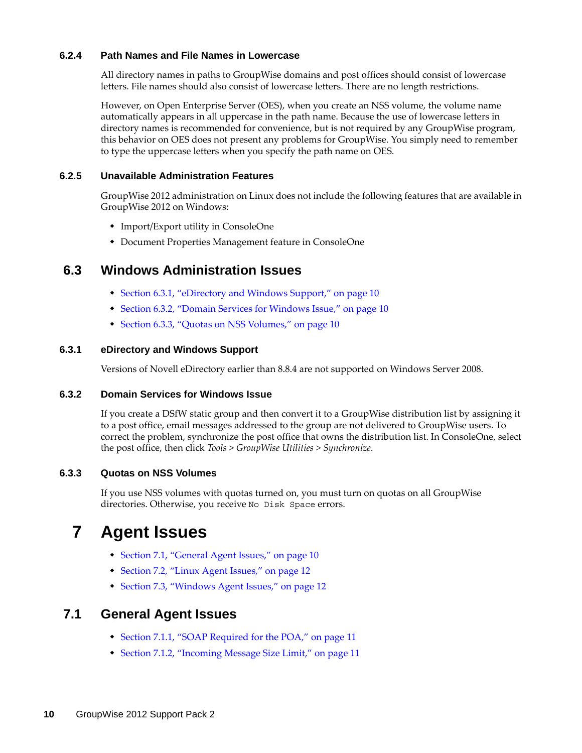### 6.2.4 Path Names and File Names in Lowercase

All directory names in paths to GroupWise domains and post offices should consist of lowercase letters. File names should also consist of lowercase letters. There are no length restrictions.

However, on Open Enterprise Server (OES), when you create an NSS volume, the volume name automatically appears in all uppercase in the path name. Because the use of lowercase letters in directory names is recommended for convenience, but is not required by any GroupWise program, this behavior on OES does not present any problems for GroupWise. You simply need to remember to type the uppercase letters when you specify the path name on OES.

### 6.2.5 Unavailable Administration Features

GroupWise 2012 administration on Linux does not include the following features that are available in GroupWise 2012 on Windows:

- Import/Export utility in ConsoleOne
- Document Properties Management feature in ConsoleOne

## 6.3 Windows Administration Issues

- Section 6.3.1, "eDirectory and Windows Support," on page 10
- Section 6.3.2, "Domain Services for Windows Issue," on page 10
- Section 6.3.3, "Quotas on NSS Volumes," on page 10

### 6.3.1 eDirectory and Windows Support

Versions of Novell eDirectory earlier than 8.8.4 are not supported on Windows Server 2008.

### 6.3.2 Domain Services for Windows Issue

If you create a DSfW static group and then convert it to a GroupWise distribution list by assigning it to a post office, email messages addressed to the group are not delivered to GroupWise users. To correct the problem, synchronize the post office that owns the distribution list. In ConsoleOne, select the post office, then click *Tools > GroupWise Utilities > Synchronize*.

### 6.3.3 Quotas on NSS Volumes

If you use NSS volumes with quotas turned on, you must turn on quotas on all GroupWise directories. Otherwise, you receive `No Disk Space` errors.

# 7 Agent Issues

- Section 7.1, "General Agent Issues," on page 10
- Section 7.2, "Linux Agent Issues," on page 12
- Section 7.3, "Windows Agent Issues," on page 12

## 7.1 General Agent Issues

- Section 7.1.1, "SOAP Required for the POA," on page 11
- Section 7.1.2, "Incoming Message Size Limit," on page 11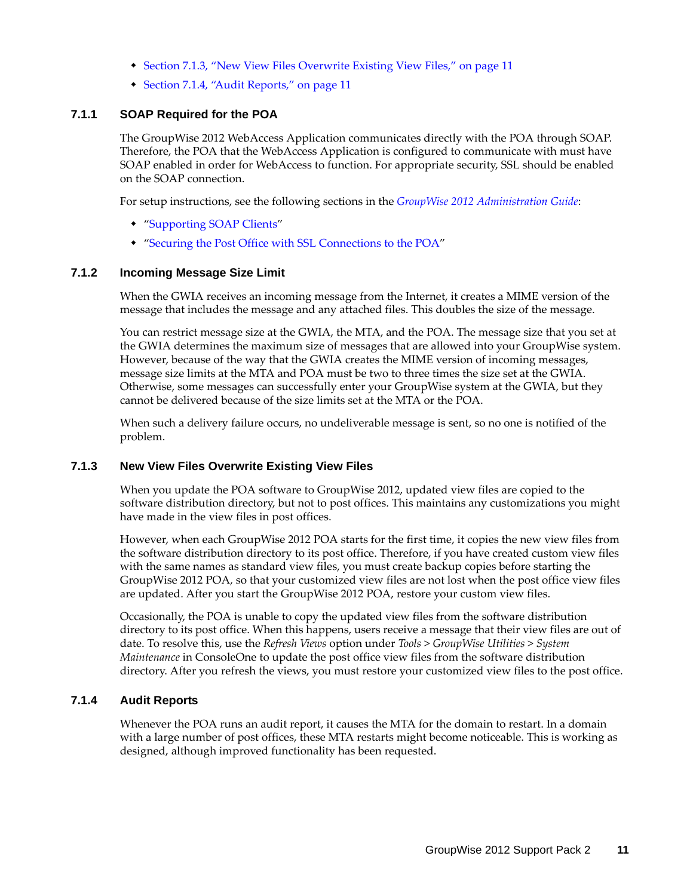- Section 7.1.3, "New View Files Overwrite Existing View Files," on page 11
- Section 7.1.4, "Audit Reports," on page 11

### 7.1.1 SOAP Required for the POA

The GroupWise 2012 WebAccess Application communicates directly with the POA through SOAP. Therefore, the POA that the WebAccess Application is configured to communicate with must have SOAP enabled in order for WebAccess to function. For appropriate security, SSL should be enabled on the SOAP connection.

For setup instructions, see the following sections in the *GroupWise 2012 Administration Guide*:

- "Supporting SOAP Clients"
- "Securing the Post Office with SSL Connections to the POA"

### 7.1.2 Incoming Message Size Limit

When the GWIA receives an incoming message from the Internet, it creates a MIME version of the message that includes the message and any attached files. This doubles the size of the message.

You can restrict message size at the GWIA, the MTA, and the POA. The message size that you set at the GWIA determines the maximum size of messages that are allowed into your GroupWise system. However, because of the way that the GWIA creates the MIME version of incoming messages, message size limits at the MTA and POA must be two to three times the size set at the GWIA. Otherwise, some messages can successfully enter your GroupWise system at the GWIA, but they cannot be delivered because of the size limits set at the MTA or the POA.

When such a delivery failure occurs, no undeliverable message is sent, so no one is notified of the problem.

### 7.1.3 New View Files Overwrite Existing View Files

When you update the POA software to GroupWise 2012, updated view files are copied to the software distribution directory, but not to post offices. This maintains any customizations you might have made in the view files in post offices.

However, when each GroupWise 2012 POA starts for the first time, it copies the new view files from the software distribution directory to its post office. Therefore, if you have created custom view files with the same names as standard view files, you must create backup copies before starting the GroupWise 2012 POA, so that your customized view files are not lost when the post office view files are updated. After you start the GroupWise 2012 POA, restore your custom view files.

Occasionally, the POA is unable to copy the updated view files from the software distribution directory to its post office. When this happens, users receive a message that their view files are out of date. To resolve this, use the *Refresh Views* option under *Tools* > *GroupWise Utilities* > *System Maintenance* in ConsoleOne to update the post office view files from the software distribution directory. After you refresh the views, you must restore your customized view files to the post office.

### 7.1.4 Audit Reports

Whenever the POA runs an audit report, it causes the MTA for the domain to restart. In a domain with a large number of post offices, these MTA restarts might become noticeable. This is working as designed, although improved functionality has been requested.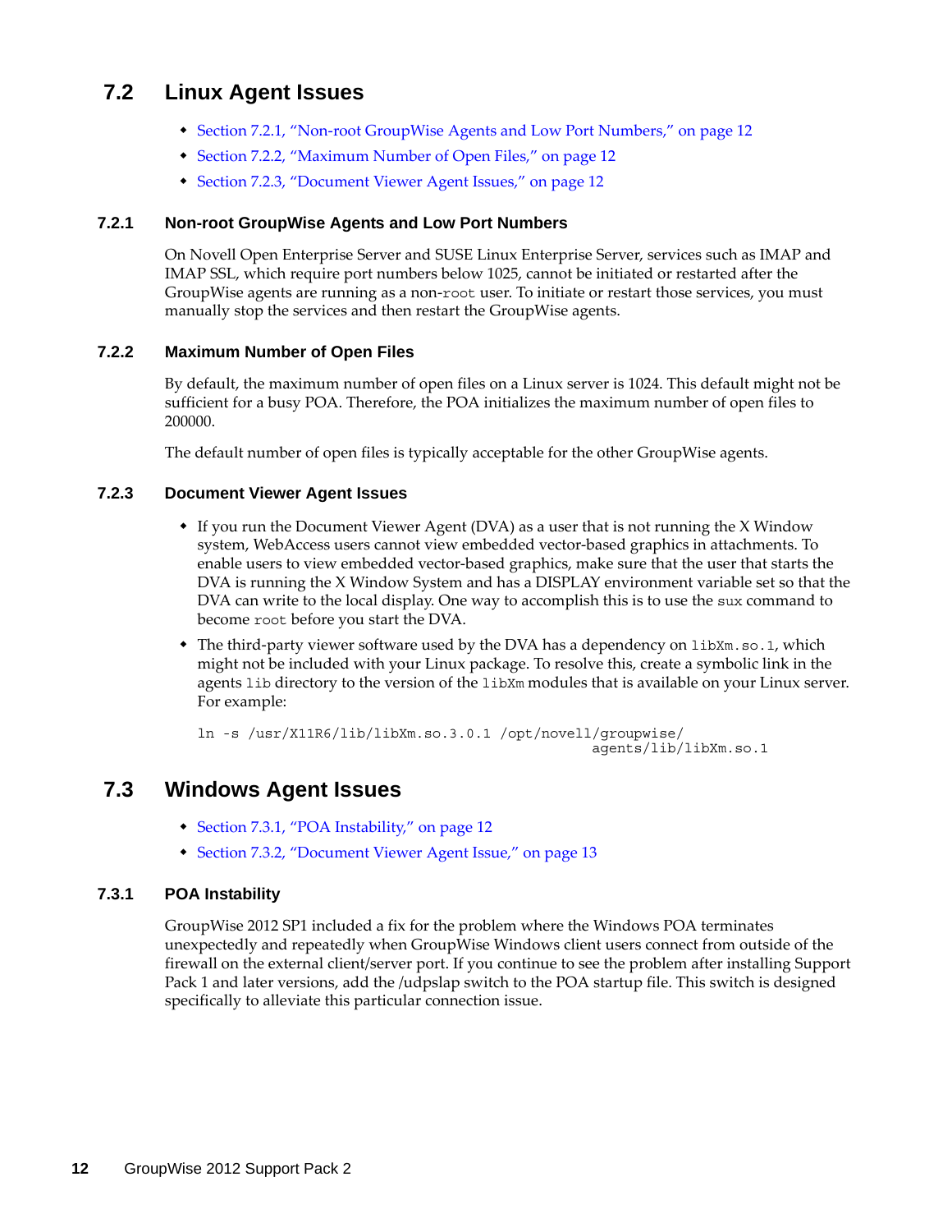## 7.2 Linux Agent Issues

- Section 7.2.1, "Non-root GroupWise Agents and Low Port Numbers," on page 12
- Section 7.2.2, "Maximum Number of Open Files," on page 12
- Section 7.2.3, "Document Viewer Agent Issues," on page 12

### 7.2.1 Non-root GroupWise Agents and Low Port Numbers

On Novell Open Enterprise Server and SUSE Linux Enterprise Server, services such as IMAP and IMAP SSL, which require port numbers below 1025, cannot be initiated or restarted after the GroupWise agents are running as a non-`root` user. To initiate or restart those services, you must manually stop the services and then restart the GroupWise agents.

### 7.2.2 Maximum Number of Open Files

By default, the maximum number of open files on a Linux server is 1024. This default might not be sufficient for a busy POA. Therefore, the POA initializes the maximum number of open files to 200000.

The default number of open files is typically acceptable for the other GroupWise agents.

### 7.2.3 Document Viewer Agent Issues

- If you run the Document Viewer Agent (DVA) as a user that is not running the X Window system, WebAccess users cannot view embedded vector-based graphics in attachments. To enable users to view embedded vector-based graphics, make sure that the user that starts the DVA is running the X Window System and has a DISPLAY environment variable set so that the DVA can write to the local display. One way to accomplish this is to use the `sux` command to become `root` before you start the DVA.
- The third-party viewer software used by the DVA has a dependency on `libXm.so.1`, which might not be included with your Linux package. To resolve this, create a symbolic link in the agents `lib` directory to the version of the `libXm` modules that is available on your Linux server. For example:

```
ln -s /usr/X11R6/lib/libXm.so.3.0.1 /opt/novell/groupwise/
                                        agents/lib/libXm.so.1
```

## 7.3 Windows Agent Issues

- Section 7.3.1, "POA Instability," on page 12
- Section 7.3.2, "Document Viewer Agent Issue," on page 13

### 7.3.1 POA Instability

GroupWise 2012 SP1 included a fix for the problem where the Windows POA terminates unexpectedly and repeatedly when GroupWise Windows client users connect from outside of the firewall on the external client/server port. If you continue to see the problem after installing Support Pack 1 and later versions, add the /udpslap switch to the POA startup file. This switch is designed specifically to alleviate this particular connection issue.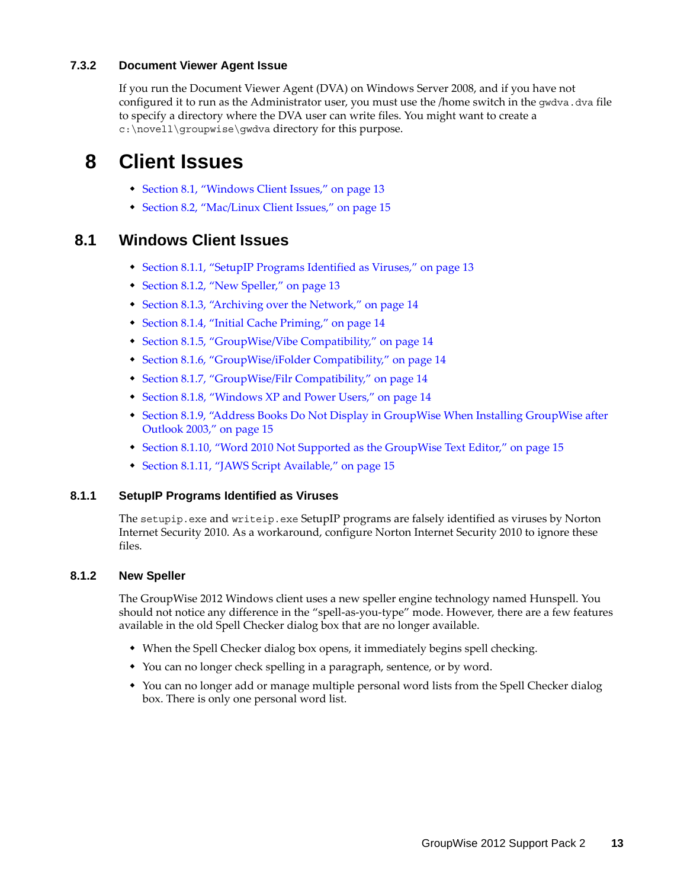### 7.3.2 Document Viewer Agent Issue

If you run the Document Viewer Agent (DVA) on Windows Server 2008, and if you have not configured it to run as the Administrator user, you must use the /home switch in the `gwdva.dva` file to specify a directory where the DVA user can write files. You might want to create a `c:\novell\groupwise\gwdva` directory for this purpose.

# 8 Client Issues

- Section 8.1, "Windows Client Issues," on page 13
- Section 8.2, "Mac/Linux Client Issues," on page 15

## 8.1 Windows Client Issues

- Section 8.1.1, "SetupIP Programs Identified as Viruses," on page 13
- Section 8.1.2, "New Speller," on page 13
- Section 8.1.3, "Archiving over the Network," on page 14
- Section 8.1.4, "Initial Cache Priming," on page 14
- Section 8.1.5, "GroupWise/Vibe Compatibility," on page 14
- Section 8.1.6, "GroupWise/iFolder Compatibility," on page 14
- Section 8.1.7, "GroupWise/Filr Compatibility," on page 14
- Section 8.1.8, "Windows XP and Power Users," on page 14
- Section 8.1.9, "Address Books Do Not Display in GroupWise When Installing GroupWise after Outlook 2003," on page 15
- Section 8.1.10, "Word 2010 Not Supported as the GroupWise Text Editor," on page 15
- Section 8.1.11, "JAWS Script Available," on page 15

### 8.1.1 SetupIP Programs Identified as Viruses

The `setupip.exe` and `writeip.exe` SetupIP programs are falsely identified as viruses by Norton Internet Security 2010. As a workaround, configure Norton Internet Security 2010 to ignore these files.

### 8.1.2 New Speller

The GroupWise 2012 Windows client uses a new speller engine technology named Hunspell. You should not notice any difference in the "spell-as-you-type" mode. However, there are a few features available in the old Spell Checker dialog box that are no longer available.

- When the Spell Checker dialog box opens, it immediately begins spell checking.
- You can no longer check spelling in a paragraph, sentence, or by word.
- You can no longer add or manage multiple personal word lists from the Spell Checker dialog box. There is only one personal word list.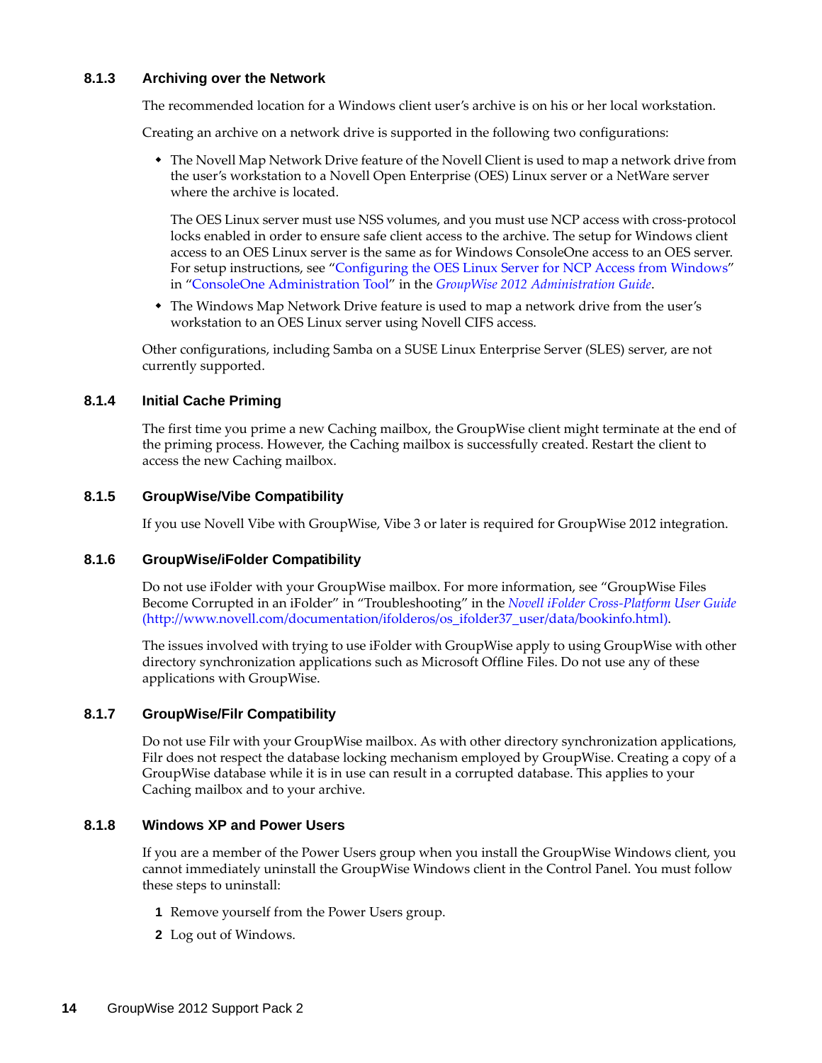### 8.1.3 Archiving over the Network

The recommended location for a Windows client user's archive is on his or her local workstation.

Creating an archive on a network drive is supported in the following two configurations:

- The Novell Map Network Drive feature of the Novell Client is used to map a network drive from the user's workstation to a Novell Open Enterprise (OES) Linux server or a NetWare server where the archive is located.

  The OES Linux server must use NSS volumes, and you must use NCP access with cross-protocol locks enabled in order to ensure safe client access to the archive. The setup for Windows client access to an OES Linux server is the same as for Windows ConsoleOne access to an OES server. For setup instructions, see "Configuring the OES Linux Server for NCP Access from Windows" in "ConsoleOne Administration Tool" in the *GroupWise 2012 Administration Guide*.

- The Windows Map Network Drive feature is used to map a network drive from the user's workstation to an OES Linux server using Novell CIFS access.

Other configurations, including Samba on a SUSE Linux Enterprise Server (SLES) server, are not currently supported.

### 8.1.4 Initial Cache Priming

The first time you prime a new Caching mailbox, the GroupWise client might terminate at the end of the priming process. However, the Caching mailbox is successfully created. Restart the client to access the new Caching mailbox.

### 8.1.5 GroupWise/Vibe Compatibility

If you use Novell Vibe with GroupWise, Vibe 3 or later is required for GroupWise 2012 integration.

### 8.1.6 GroupWise/iFolder Compatibility

Do not use iFolder with your GroupWise mailbox. For more information, see "GroupWise Files Become Corrupted in an iFolder" in "Troubleshooting" in the *Novell iFolder Cross-Platform User Guide* (http://www.novell.com/documentation/ifolderos/os_ifolder37_user/data/bookinfo.html).

The issues involved with trying to use iFolder with GroupWise apply to using GroupWise with other directory synchronization applications such as Microsoft Offline Files. Do not use any of these applications with GroupWise.

### 8.1.7 GroupWise/Filr Compatibility

Do not use Filr with your GroupWise mailbox. As with other directory synchronization applications, Filr does not respect the database locking mechanism employed by GroupWise. Creating a copy of a GroupWise database while it is in use can result in a corrupted database. This applies to your Caching mailbox and to your archive.

### 8.1.8 Windows XP and Power Users

If you are a member of the Power Users group when you install the GroupWise Windows client, you cannot immediately uninstall the GroupWise Windows client in the Control Panel. You must follow these steps to uninstall:

1. Remove yourself from the Power Users group.
2. Log out of Windows.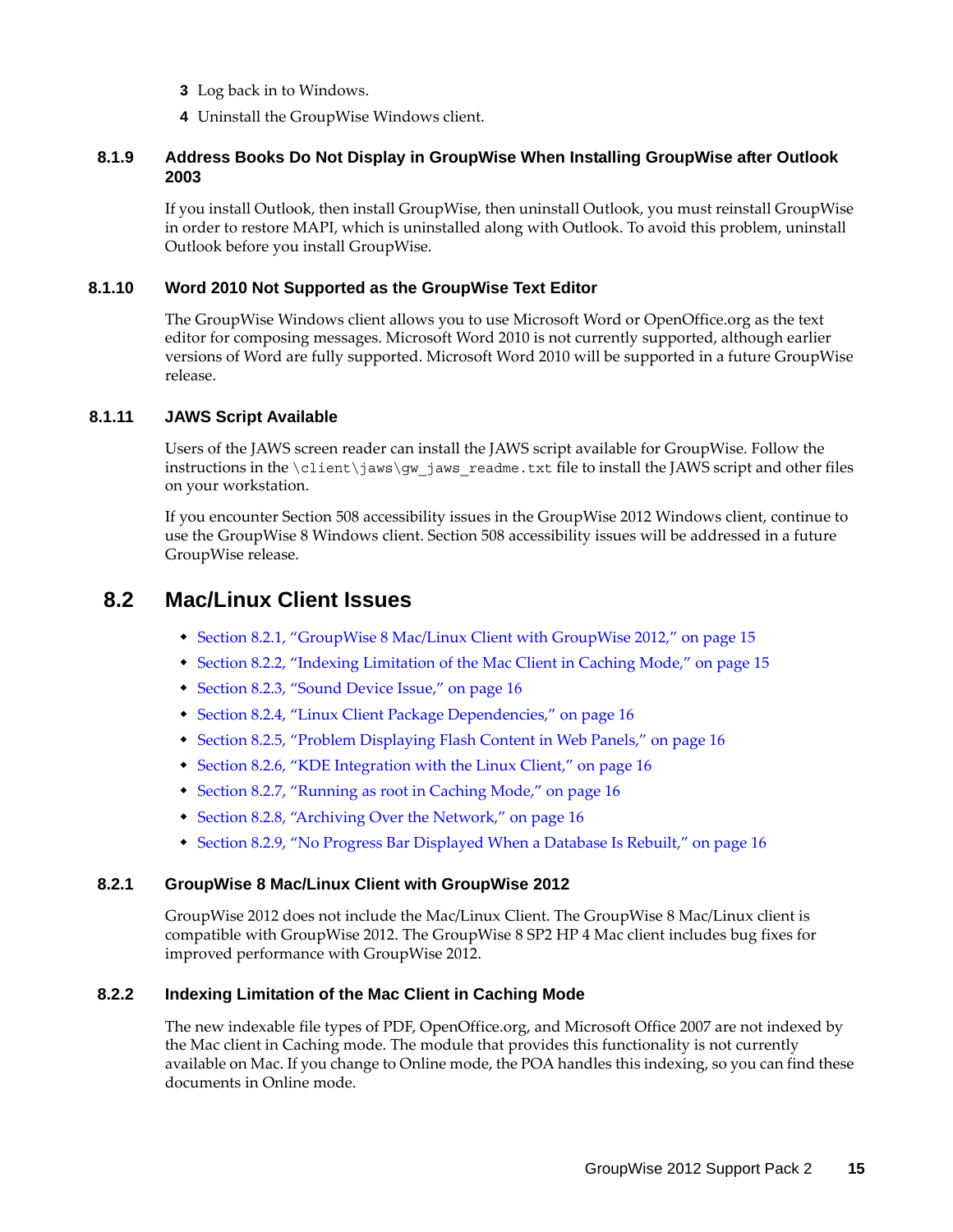3. Log back in to Windows.
4. Uninstall the GroupWise Windows client.

### 8.1.9 Address Books Do Not Display in GroupWise When Installing GroupWise after Outlook 2003

If you install Outlook, then install GroupWise, then uninstall Outlook, you must reinstall GroupWise in order to restore MAPI, which is uninstalled along with Outlook. To avoid this problem, uninstall Outlook before you install GroupWise.

### 8.1.10 Word 2010 Not Supported as the GroupWise Text Editor

The GroupWise Windows client allows you to use Microsoft Word or OpenOffice.org as the text editor for composing messages. Microsoft Word 2010 is not currently supported, although earlier versions of Word are fully supported. Microsoft Word 2010 will be supported in a future GroupWise release.

### 8.1.11 JAWS Script Available

Users of the JAWS screen reader can install the JAWS script available for GroupWise. Follow the instructions in the `\client\jaws\gw_jaws_readme.txt` file to install the JAWS script and other files on your workstation.

If you encounter Section 508 accessibility issues in the GroupWise 2012 Windows client, continue to use the GroupWise 8 Windows client. Section 508 accessibility issues will be addressed in a future GroupWise release.

## 8.2 Mac/Linux Client Issues

- Section 8.2.1, "GroupWise 8 Mac/Linux Client with GroupWise 2012," on page 15
- Section 8.2.2, "Indexing Limitation of the Mac Client in Caching Mode," on page 15
- Section 8.2.3, "Sound Device Issue," on page 16
- Section 8.2.4, "Linux Client Package Dependencies," on page 16
- Section 8.2.5, "Problem Displaying Flash Content in Web Panels," on page 16
- Section 8.2.6, "KDE Integration with the Linux Client," on page 16
- Section 8.2.7, "Running as root in Caching Mode," on page 16
- Section 8.2.8, "Archiving Over the Network," on page 16
- Section 8.2.9, "No Progress Bar Displayed When a Database Is Rebuilt," on page 16

### 8.2.1 GroupWise 8 Mac/Linux Client with GroupWise 2012

GroupWise 2012 does not include the Mac/Linux Client. The GroupWise 8 Mac/Linux client is compatible with GroupWise 2012. The GroupWise 8 SP2 HP 4 Mac client includes bug fixes for improved performance with GroupWise 2012.

### 8.2.2 Indexing Limitation of the Mac Client in Caching Mode

The new indexable file types of PDF, OpenOffice.org, and Microsoft Office 2007 are not indexed by the Mac client in Caching mode. The module that provides this functionality is not currently available on Mac. If you change to Online mode, the POA handles this indexing, so you can find these documents in Online mode.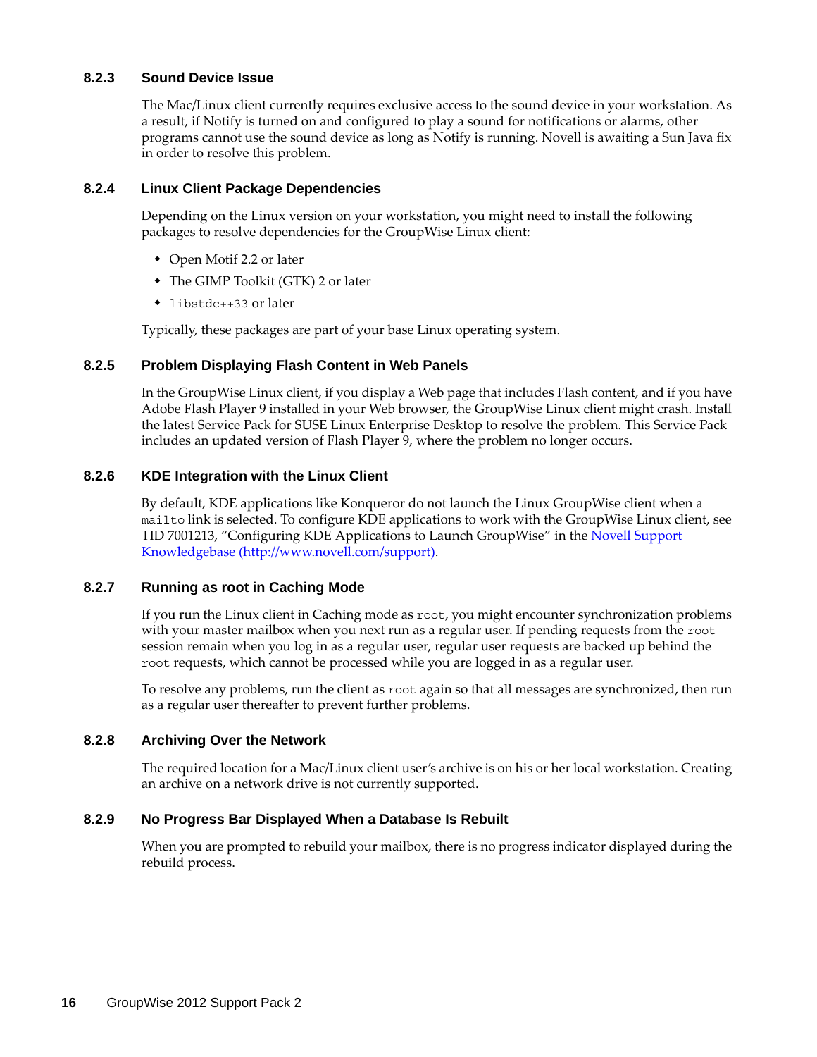### 8.2.3 Sound Device Issue

The Mac/Linux client currently requires exclusive access to the sound device in your workstation. As a result, if Notify is turned on and configured to play a sound for notifications or alarms, other programs cannot use the sound device as long as Notify is running. Novell is awaiting a Sun Java fix in order to resolve this problem.

### 8.2.4 Linux Client Package Dependencies

Depending on the Linux version on your workstation, you might need to install the following packages to resolve dependencies for the GroupWise Linux client:

- Open Motif 2.2 or later
- The GIMP Toolkit (GTK) 2 or later
- `libstdc++33` or later

Typically, these packages are part of your base Linux operating system.

### 8.2.5 Problem Displaying Flash Content in Web Panels

In the GroupWise Linux client, if you display a Web page that includes Flash content, and if you have Adobe Flash Player 9 installed in your Web browser, the GroupWise Linux client might crash. Install the latest Service Pack for SUSE Linux Enterprise Desktop to resolve the problem. This Service Pack includes an updated version of Flash Player 9, where the problem no longer occurs.

### 8.2.6 KDE Integration with the Linux Client

By default, KDE applications like Konqueror do not launch the Linux GroupWise client when a `mailto` link is selected. To configure KDE applications to work with the GroupWise Linux client, see TID 7001213, "Configuring KDE Applications to Launch GroupWise" in the Novell Support Knowledgebase (http://www.novell.com/support).

### 8.2.7 Running as root in Caching Mode

If you run the Linux client in Caching mode as `root`, you might encounter synchronization problems with your master mailbox when you next run as a regular user. If pending requests from the `root` session remain when you log in as a regular user, regular user requests are backed up behind the `root` requests, which cannot be processed while you are logged in as a regular user.

To resolve any problems, run the client as `root` again so that all messages are synchronized, then run as a regular user thereafter to prevent further problems.

### 8.2.8 Archiving Over the Network

The required location for a Mac/Linux client user's archive is on his or her local workstation. Creating an archive on a network drive is not currently supported.

### 8.2.9 No Progress Bar Displayed When a Database Is Rebuilt

When you are prompted to rebuild your mailbox, there is no progress indicator displayed during the rebuild process.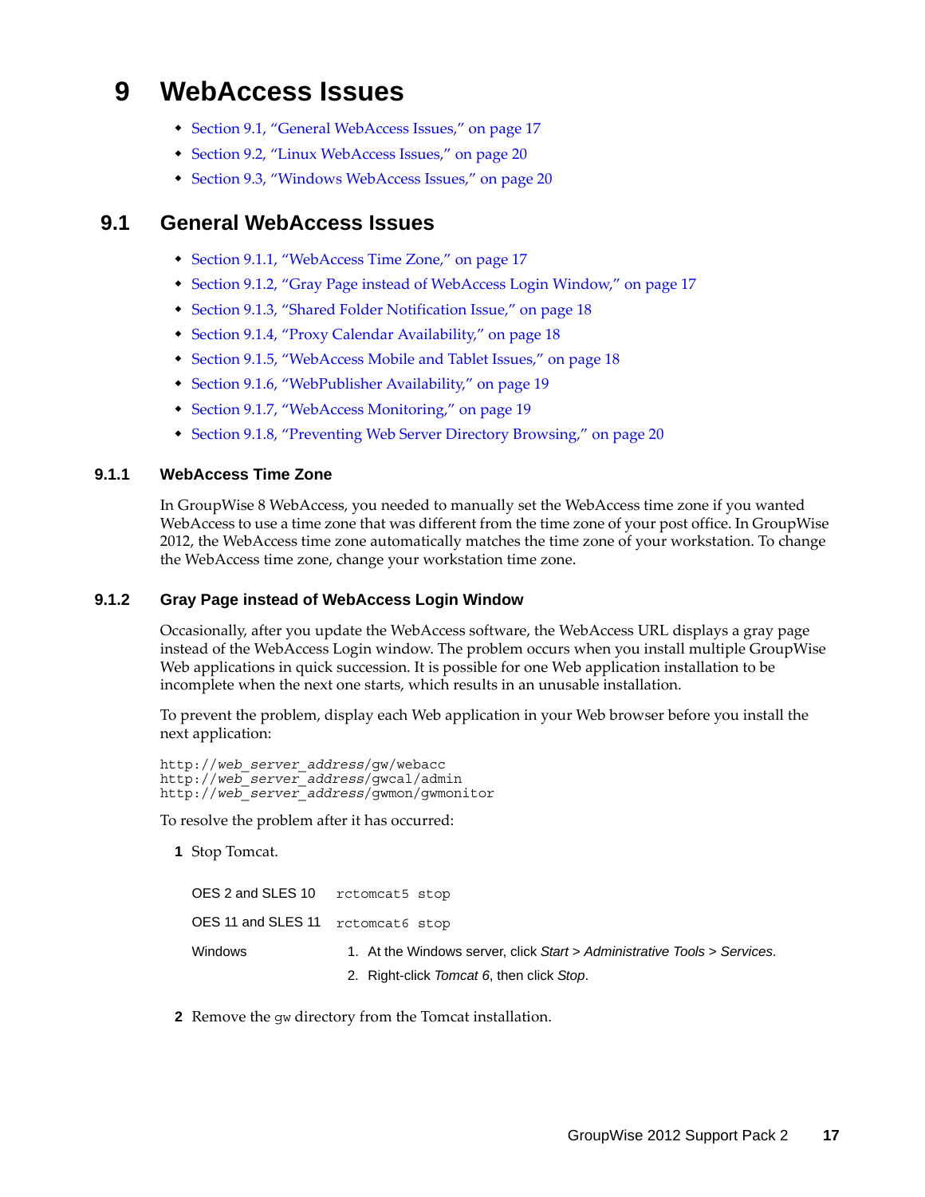# 9 WebAccess Issues

- Section 9.1, "General WebAccess Issues," on page 17
- Section 9.2, "Linux WebAccess Issues," on page 20
- Section 9.3, "Windows WebAccess Issues," on page 20

## 9.1 General WebAccess Issues

- Section 9.1.1, "WebAccess Time Zone," on page 17
- Section 9.1.2, "Gray Page instead of WebAccess Login Window," on page 17
- Section 9.1.3, "Shared Folder Notification Issue," on page 18
- Section 9.1.4, "Proxy Calendar Availability," on page 18
- Section 9.1.5, "WebAccess Mobile and Tablet Issues," on page 18
- Section 9.1.6, "WebPublisher Availability," on page 19
- Section 9.1.7, "WebAccess Monitoring," on page 19
- Section 9.1.8, "Preventing Web Server Directory Browsing," on page 20

### 9.1.1 WebAccess Time Zone

In GroupWise 8 WebAccess, you needed to manually set the WebAccess time zone if you wanted WebAccess to use a time zone that was different from the time zone of your post office. In GroupWise 2012, the WebAccess time zone automatically matches the time zone of your workstation. To change the WebAccess time zone, change your workstation time zone.

### 9.1.2 Gray Page instead of WebAccess Login Window

Occasionally, after you update the WebAccess software, the WebAccess URL displays a gray page instead of the WebAccess Login window. The problem occurs when you install multiple GroupWise Web applications in quick succession. It is possible for one Web application installation to be incomplete when the next one starts, which results in an unusable installation.

To prevent the problem, display each Web application in your Web browser before you install the next application:

```
http://web_server_address/gw/webacc
http://web_server_address/gwcal/admin
http://web_server_address/gwmon/gwmonitor
```

To resolve the problem after it has occurred:

1 Stop Tomcat.

| | |
|---|---|
| OES 2 and SLES 10 | `rctomcat5 stop` |
| OES 11 and SLES 11 | `rctomcat6 stop` |
| Windows | 1. At the Windows server, click *Start* > *Administrative Tools* > *Services*.<br>2. Right-click *Tomcat 6*, then click *Stop*. |

2 Remove the `gw` directory from the Tomcat installation.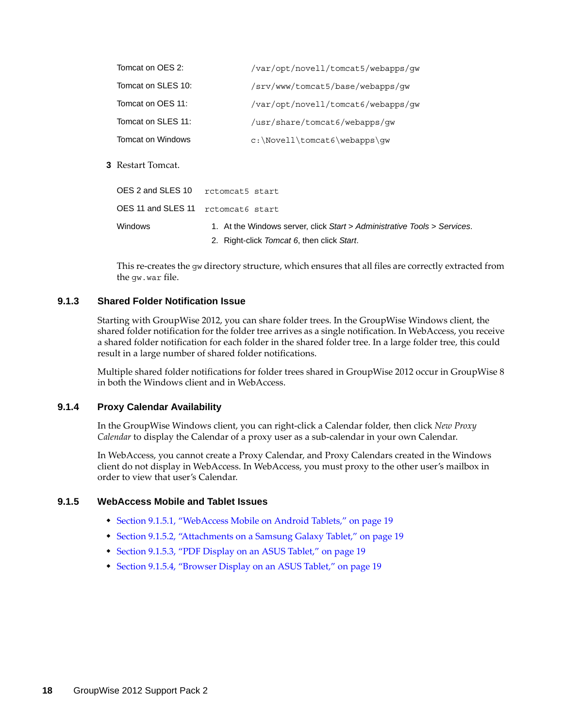| | |
|---|---|
| Tomcat on OES 2: | `/var/opt/novell/tomcat5/webapps/gw` |
| Tomcat on SLES 10: | `/srv/www/tomcat5/base/webapps/gw` |
| Tomcat on OES 11: | `/var/opt/novell/tomcat6/webapps/gw` |
| Tomcat on SLES 11: | `/usr/share/tomcat6/webapps/gw` |
| Tomcat on Windows | `c:\Novell\tomcat6\webapps\gw` |

**3** Restart Tomcat.

| | |
|---|---|
| OES 2 and SLES 10 | `rctomcat5 start` |
| OES 11 and SLES 11 | `rctomcat6 start` |
| Windows | 1. At the Windows server, click *Start* > *Administrative Tools* > *Services*.<br>2. Right-click *Tomcat 6*, then click *Start*. |

This re-creates the `gw` directory structure, which ensures that all files are correctly extracted from the `gw.war` file.

### 9.1.3 Shared Folder Notification Issue

Starting with GroupWise 2012, you can share folder trees. In the GroupWise Windows client, the shared folder notification for the folder tree arrives as a single notification. In WebAccess, you receive a shared folder notification for each folder in the shared folder tree. In a large folder tree, this could result in a large number of shared folder notifications.

Multiple shared folder notifications for folder trees shared in GroupWise 2012 occur in GroupWise 8 in both the Windows client and in WebAccess.

### 9.1.4 Proxy Calendar Availability

In the GroupWise Windows client, you can right-click a Calendar folder, then click *New Proxy Calendar* to display the Calendar of a proxy user as a sub-calendar in your own Calendar.

In WebAccess, you cannot create a Proxy Calendar, and Proxy Calendars created in the Windows client do not display in WebAccess. In WebAccess, you must proxy to the other user's mailbox in order to view that user's Calendar.

### 9.1.5 WebAccess Mobile and Tablet Issues

- Section 9.1.5.1, "WebAccess Mobile on Android Tablets," on page 19
- Section 9.1.5.2, "Attachments on a Samsung Galaxy Tablet," on page 19
- Section 9.1.5.3, "PDF Display on an ASUS Tablet," on page 19
- Section 9.1.5.4, "Browser Display on an ASUS Tablet," on page 19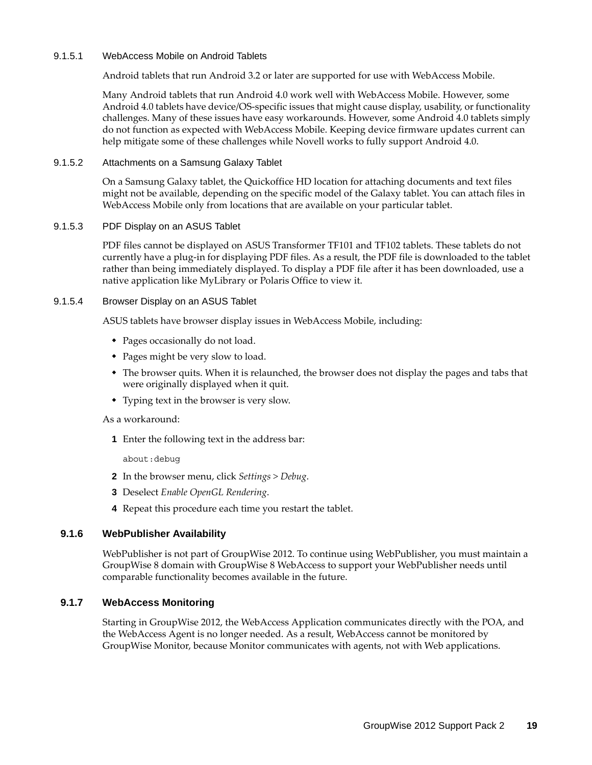#### 9.1.5.1 WebAccess Mobile on Android Tablets

Android tablets that run Android 3.2 or later are supported for use with WebAccess Mobile.

Many Android tablets that run Android 4.0 work well with WebAccess Mobile. However, some Android 4.0 tablets have device/OS-specific issues that might cause display, usability, or functionality challenges. Many of these issues have easy workarounds. However, some Android 4.0 tablets simply do not function as expected with WebAccess Mobile. Keeping device firmware updates current can help mitigate some of these challenges while Novell works to fully support Android 4.0.

#### 9.1.5.2 Attachments on a Samsung Galaxy Tablet

On a Samsung Galaxy tablet, the Quickoffice HD location for attaching documents and text files might not be available, depending on the specific model of the Galaxy tablet. You can attach files in WebAccess Mobile only from locations that are available on your particular tablet.

#### 9.1.5.3 PDF Display on an ASUS Tablet

PDF files cannot be displayed on ASUS Transformer TF101 and TF102 tablets. These tablets do not currently have a plug-in for displaying PDF files. As a result, the PDF file is downloaded to the tablet rather than being immediately displayed. To display a PDF file after it has been downloaded, use a native application like MyLibrary or Polaris Office to view it.

#### 9.1.5.4 Browser Display on an ASUS Tablet

ASUS tablets have browser display issues in WebAccess Mobile, including:

- Pages occasionally do not load.
- Pages might be very slow to load.
- The browser quits. When it is relaunched, the browser does not display the pages and tabs that were originally displayed when it quit.
- Typing text in the browser is very slow.

As a workaround:

1. Enter the following text in the address bar:

   ```
   about:debug
   ```

2. In the browser menu, click *Settings > Debug*.
3. Deselect *Enable OpenGL Rendering*.
4. Repeat this procedure each time you restart the tablet.

### 9.1.6 WebPublisher Availability

WebPublisher is not part of GroupWise 2012. To continue using WebPublisher, you must maintain a GroupWise 8 domain with GroupWise 8 WebAccess to support your WebPublisher needs until comparable functionality becomes available in the future.

### 9.1.7 WebAccess Monitoring

Starting in GroupWise 2012, the WebAccess Application communicates directly with the POA, and the WebAccess Agent is no longer needed. As a result, WebAccess cannot be monitored by GroupWise Monitor, because Monitor communicates with agents, not with Web applications.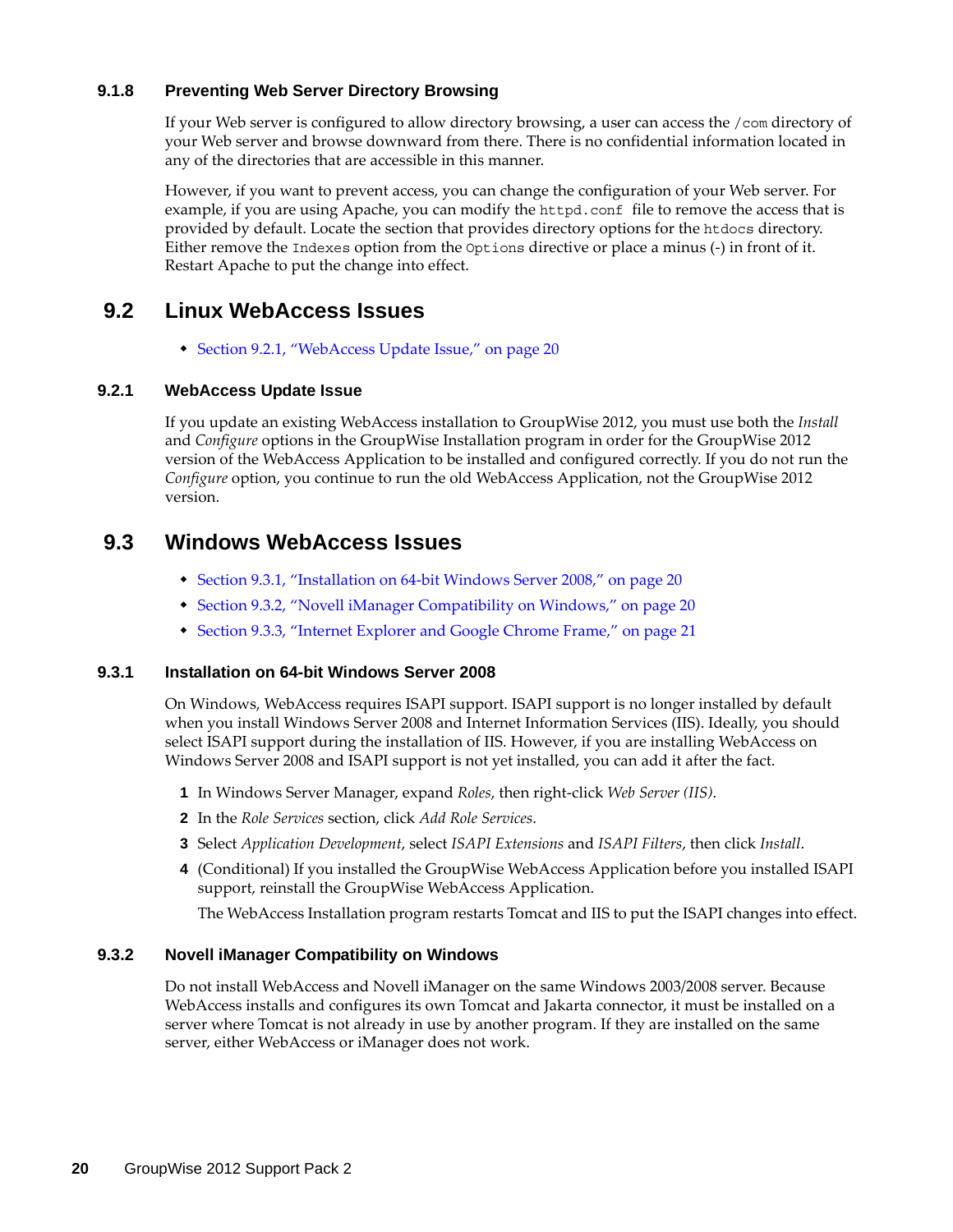### 9.1.8 Preventing Web Server Directory Browsing

If your Web server is configured to allow directory browsing, a user can access the `/com` directory of your Web server and browse downward from there. There is no confidential information located in any of the directories that are accessible in this manner.

However, if you want to prevent access, you can change the configuration of your Web server. For example, if you are using Apache, you can modify the `httpd.conf` file to remove the access that is provided by default. Locate the section that provides directory options for the `htdocs` directory. Either remove the `Indexes` option from the `Options` directive or place a minus (-) in front of it. Restart Apache to put the change into effect.

## 9.2 Linux WebAccess Issues

- Section 9.2.1, "WebAccess Update Issue," on page 20

### 9.2.1 WebAccess Update Issue

If you update an existing WebAccess installation to GroupWise 2012, you must use both the *Install* and *Configure* options in the GroupWise Installation program in order for the GroupWise 2012 version of the WebAccess Application to be installed and configured correctly. If you do not run the *Configure* option, you continue to run the old WebAccess Application, not the GroupWise 2012 version.

## 9.3 Windows WebAccess Issues

- Section 9.3.1, "Installation on 64-bit Windows Server 2008," on page 20
- Section 9.3.2, "Novell iManager Compatibility on Windows," on page 20
- Section 9.3.3, "Internet Explorer and Google Chrome Frame," on page 21

### 9.3.1 Installation on 64-bit Windows Server 2008

On Windows, WebAccess requires ISAPI support. ISAPI support is no longer installed by default when you install Windows Server 2008 and Internet Information Services (IIS). Ideally, you should select ISAPI support during the installation of IIS. However, if you are installing WebAccess on Windows Server 2008 and ISAPI support is not yet installed, you can add it after the fact.

1. In Windows Server Manager, expand *Roles*, then right-click *Web Server (IIS)*.
2. In the *Role Services* section, click *Add Role Services*.
3. Select *Application Development*, select *ISAPI Extensions* and *ISAPI Filters*, then click *Install*.
4. (Conditional) If you installed the GroupWise WebAccess Application before you installed ISAPI support, reinstall the GroupWise WebAccess Application.

   The WebAccess Installation program restarts Tomcat and IIS to put the ISAPI changes into effect.

### 9.3.2 Novell iManager Compatibility on Windows

Do not install WebAccess and Novell iManager on the same Windows 2003/2008 server. Because WebAccess installs and configures its own Tomcat and Jakarta connector, it must be installed on a server where Tomcat is not already in use by another program. If they are installed on the same server, either WebAccess or iManager does not work.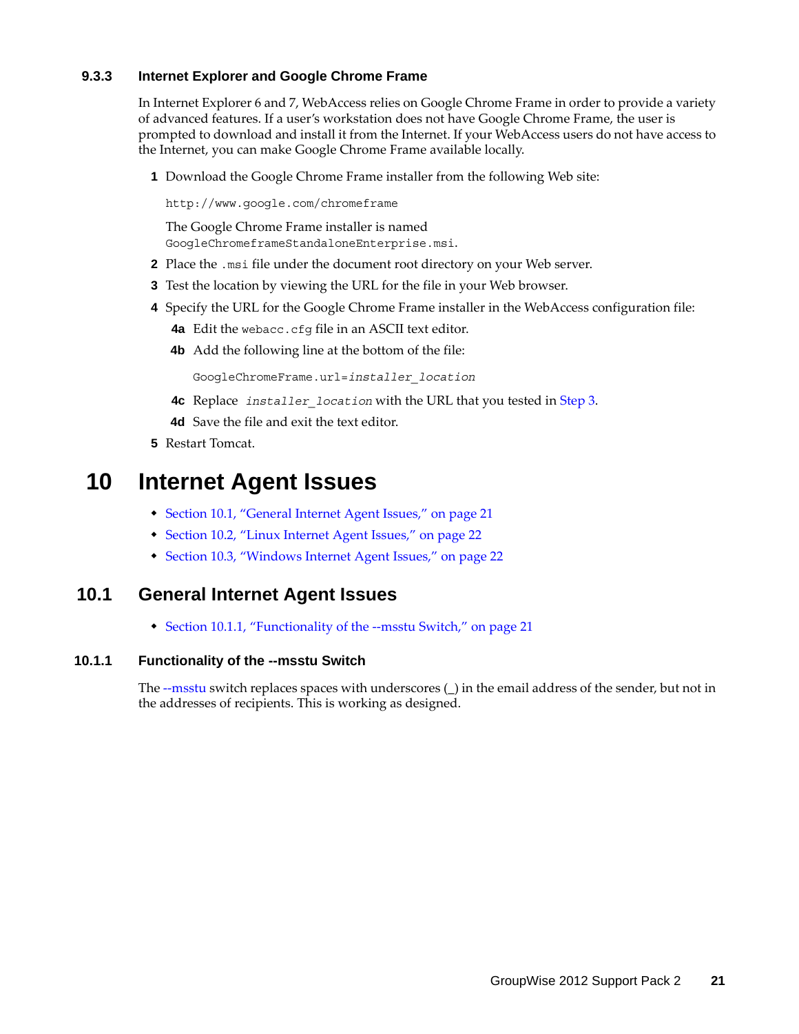### 9.3.3 Internet Explorer and Google Chrome Frame

In Internet Explorer 6 and 7, WebAccess relies on Google Chrome Frame in order to provide a variety of advanced features. If a user's workstation does not have Google Chrome Frame, the user is prompted to download and install it from the Internet. If your WebAccess users do not have access to the Internet, you can make Google Chrome Frame available locally.

1. Download the Google Chrome Frame installer from the following Web site:

   `http://www.google.com/chromeframe`

   The Google Chrome Frame installer is named `GoogleChromeframeStandaloneEnterprise.msi`.
2. Place the `.msi` file under the document root directory on your Web server.
3. Test the location by viewing the URL for the file in your Web browser.
4. Specify the URL for the Google Chrome Frame installer in the WebAccess configuration file:
   - **4a** Edit the `webacc.cfg` file in an ASCII text editor.
   - **4b** Add the following line at the bottom of the file:

     `GoogleChromeFrame.url=installer_location`
   - **4c** Replace *`installer_location`* with the URL that you tested in Step 3.
   - **4d** Save the file and exit the text editor.
5. Restart Tomcat.

# 10 Internet Agent Issues

- Section 10.1, "General Internet Agent Issues," on page 21
- Section 10.2, "Linux Internet Agent Issues," on page 22
- Section 10.3, "Windows Internet Agent Issues," on page 22

## 10.1 General Internet Agent Issues

- Section 10.1.1, "Functionality of the --msstu Switch," on page 21

### 10.1.1 Functionality of the --msstu Switch

The --msstu switch replaces spaces with underscores (_) in the email address of the sender, but not in the addresses of recipients. This is working as designed.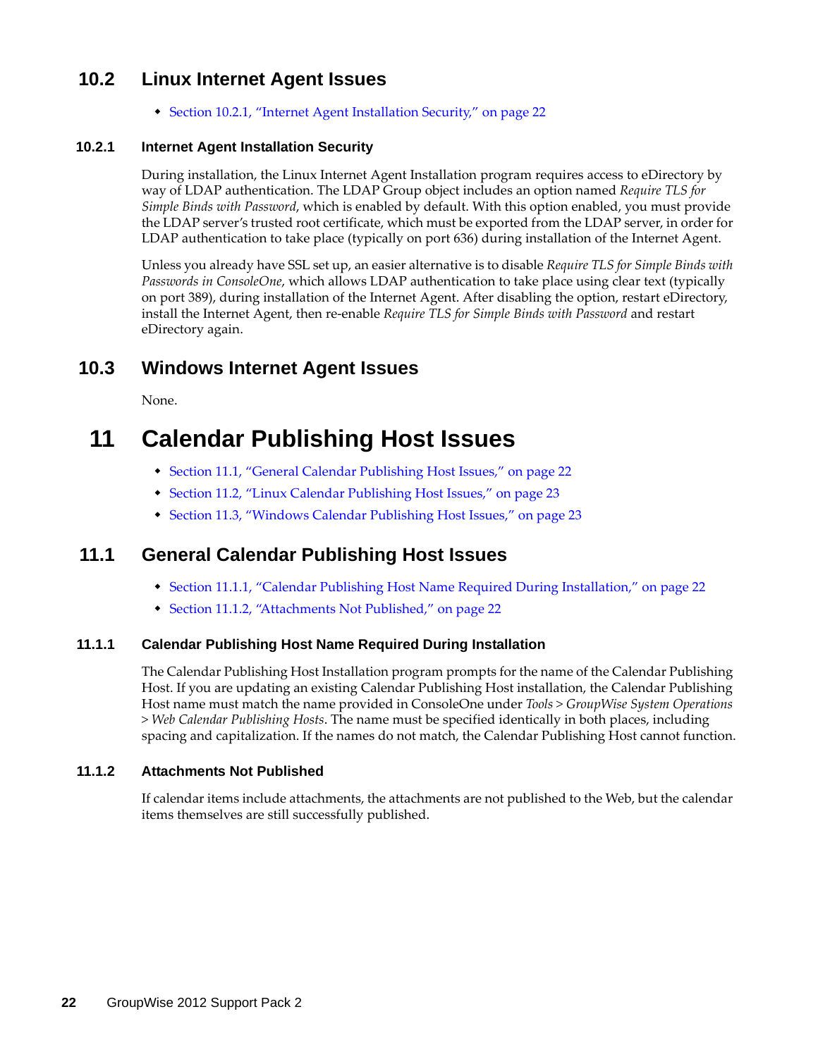## 10.2 Linux Internet Agent Issues

- Section 10.2.1, "Internet Agent Installation Security," on page 22

### 10.2.1 Internet Agent Installation Security

During installation, the Linux Internet Agent Installation program requires access to eDirectory by way of LDAP authentication. The LDAP Group object includes an option named *Require TLS for Simple Binds with Password*, which is enabled by default. With this option enabled, you must provide the LDAP server's trusted root certificate, which must be exported from the LDAP server, in order for LDAP authentication to take place (typically on port 636) during installation of the Internet Agent.

Unless you already have SSL set up, an easier alternative is to disable *Require TLS for Simple Binds with Passwords in ConsoleOne*, which allows LDAP authentication to take place using clear text (typically on port 389), during installation of the Internet Agent. After disabling the option, restart eDirectory, install the Internet Agent, then re-enable *Require TLS for Simple Binds with Password* and restart eDirectory again.

## 10.3 Windows Internet Agent Issues

None.

# 11 Calendar Publishing Host Issues

- Section 11.1, "General Calendar Publishing Host Issues," on page 22
- Section 11.2, "Linux Calendar Publishing Host Issues," on page 23
- Section 11.3, "Windows Calendar Publishing Host Issues," on page 23

## 11.1 General Calendar Publishing Host Issues

- Section 11.1.1, "Calendar Publishing Host Name Required During Installation," on page 22
- Section 11.1.2, "Attachments Not Published," on page 22

### 11.1.1 Calendar Publishing Host Name Required During Installation

The Calendar Publishing Host Installation program prompts for the name of the Calendar Publishing Host. If you are updating an existing Calendar Publishing Host installation, the Calendar Publishing Host name must match the name provided in ConsoleOne under *Tools* > *GroupWise System Operations* > *Web Calendar Publishing Hosts*. The name must be specified identically in both places, including spacing and capitalization. If the names do not match, the Calendar Publishing Host cannot function.

### 11.1.2 Attachments Not Published

If calendar items include attachments, the attachments are not published to the Web, but the calendar items themselves are still successfully published.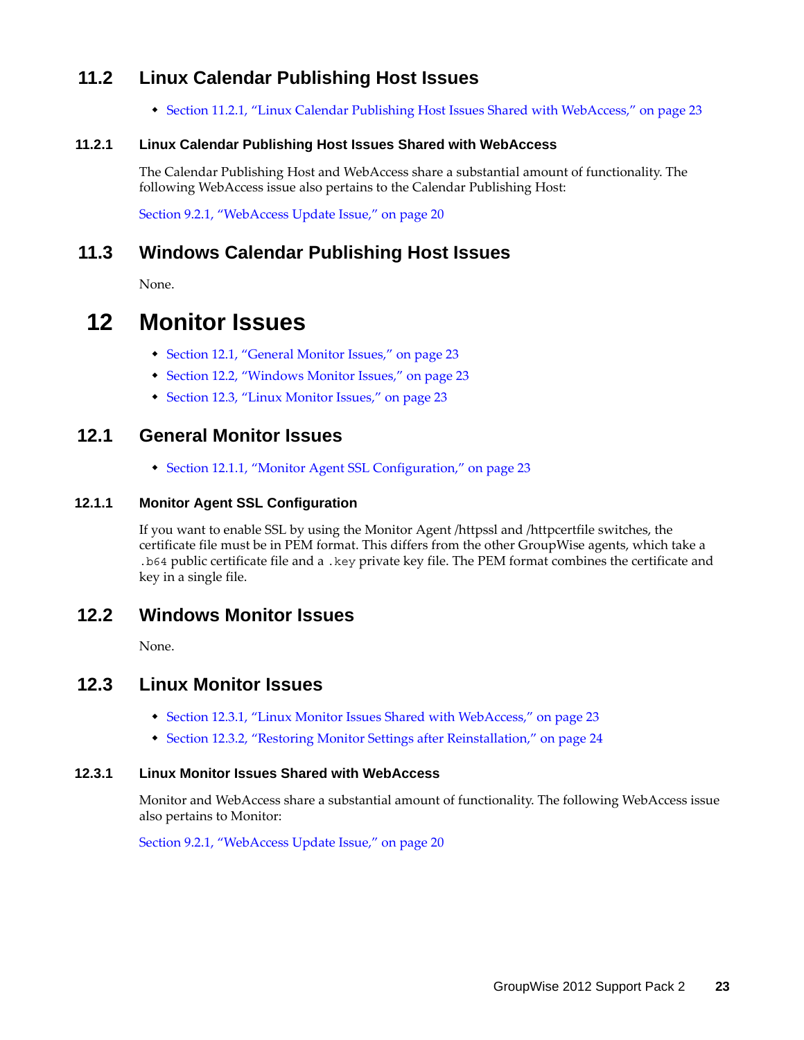## 11.2 Linux Calendar Publishing Host Issues

- Section 11.2.1, "Linux Calendar Publishing Host Issues Shared with WebAccess," on page 23

### 11.2.1 Linux Calendar Publishing Host Issues Shared with WebAccess

The Calendar Publishing Host and WebAccess share a substantial amount of functionality. The following WebAccess issue also pertains to the Calendar Publishing Host:

Section 9.2.1, "WebAccess Update Issue," on page 20

## 11.3 Windows Calendar Publishing Host Issues

None.

# 12 Monitor Issues

- Section 12.1, "General Monitor Issues," on page 23
- Section 12.2, "Windows Monitor Issues," on page 23
- Section 12.3, "Linux Monitor Issues," on page 23

## 12.1 General Monitor Issues

- Section 12.1.1, "Monitor Agent SSL Configuration," on page 23

### 12.1.1 Monitor Agent SSL Configuration

If you want to enable SSL by using the Monitor Agent /httpssl and /httpcertfile switches, the certificate file must be in PEM format. This differs from the other GroupWise agents, which take a `.b64` public certificate file and a `.key` private key file. The PEM format combines the certificate and key in a single file.

## 12.2 Windows Monitor Issues

None.

## 12.3 Linux Monitor Issues

- Section 12.3.1, "Linux Monitor Issues Shared with WebAccess," on page 23
- Section 12.3.2, "Restoring Monitor Settings after Reinstallation," on page 24

### 12.3.1 Linux Monitor Issues Shared with WebAccess

Monitor and WebAccess share a substantial amount of functionality. The following WebAccess issue also pertains to Monitor:

Section 9.2.1, "WebAccess Update Issue," on page 20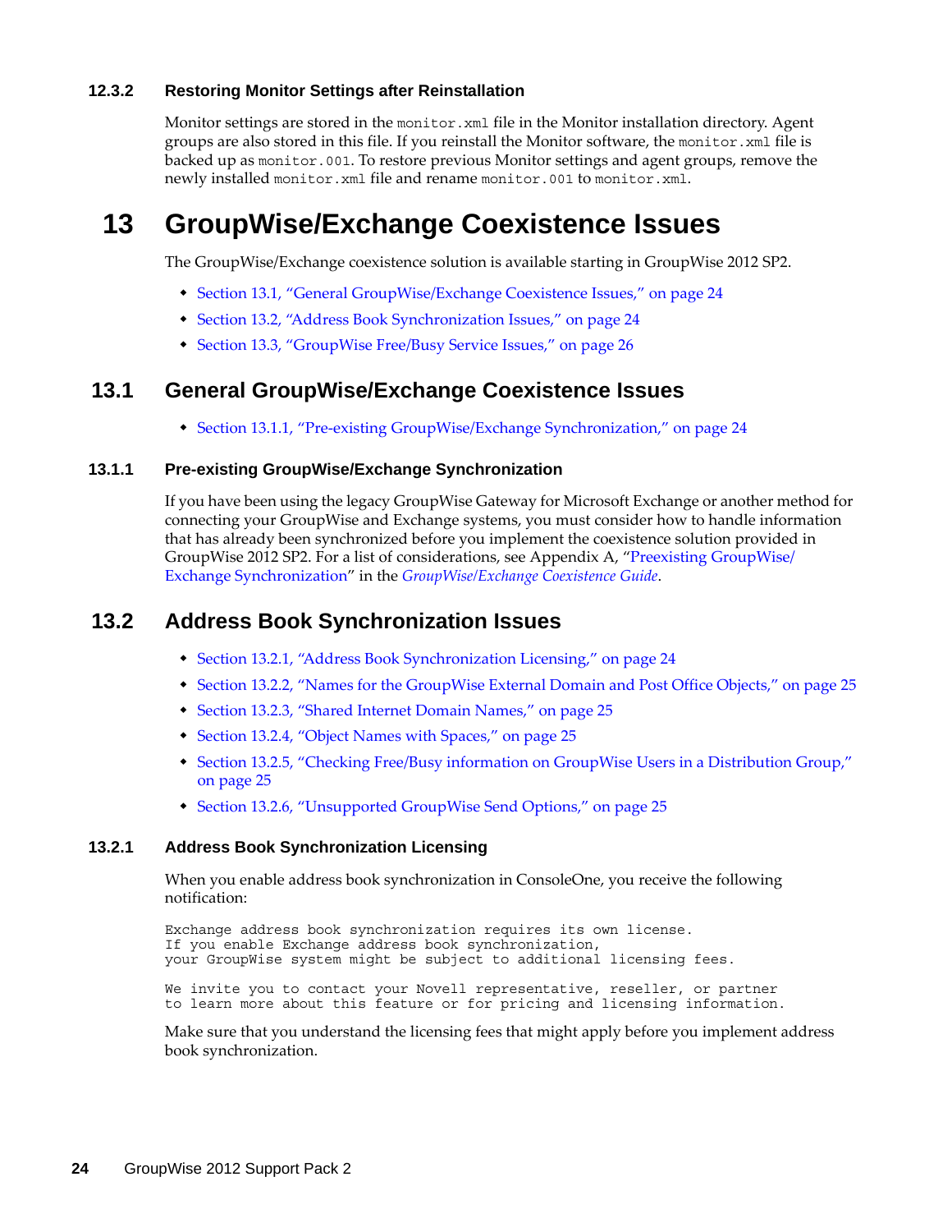### 12.3.2 Restoring Monitor Settings after Reinstallation

Monitor settings are stored in the `monitor.xml` file in the Monitor installation directory. Agent groups are also stored in this file. If you reinstall the Monitor software, the `monitor.xml` file is backed up as `monitor.001`. To restore previous Monitor settings and agent groups, remove the newly installed `monitor.xml` file and rename `monitor.001` to `monitor.xml`.

# 13 GroupWise/Exchange Coexistence Issues

The GroupWise/Exchange coexistence solution is available starting in GroupWise 2012 SP2.

- Section 13.1, "General GroupWise/Exchange Coexistence Issues," on page 24
- Section 13.2, "Address Book Synchronization Issues," on page 24
- Section 13.3, "GroupWise Free/Busy Service Issues," on page 26

## 13.1 General GroupWise/Exchange Coexistence Issues

- Section 13.1.1, "Pre-existing GroupWise/Exchange Synchronization," on page 24

### 13.1.1 Pre-existing GroupWise/Exchange Synchronization

If you have been using the legacy GroupWise Gateway for Microsoft Exchange or another method for connecting your GroupWise and Exchange systems, you must consider how to handle information that has already been synchronized before you implement the coexistence solution provided in GroupWise 2012 SP2. For a list of considerations, see Appendix A, "Preexisting GroupWise/ Exchange Synchronization" in the *GroupWise/Exchange Coexistence Guide*.

## 13.2 Address Book Synchronization Issues

- Section 13.2.1, "Address Book Synchronization Licensing," on page 24
- Section 13.2.2, "Names for the GroupWise External Domain and Post Office Objects," on page 25
- Section 13.2.3, "Shared Internet Domain Names," on page 25
- Section 13.2.4, "Object Names with Spaces," on page 25
- Section 13.2.5, "Checking Free/Busy information on GroupWise Users in a Distribution Group," on page 25
- Section 13.2.6, "Unsupported GroupWise Send Options," on page 25

### 13.2.1 Address Book Synchronization Licensing

When you enable address book synchronization in ConsoleOne, you receive the following notification:

```
Exchange address book synchronization requires its own license.
If you enable Exchange address book synchronization,
your GroupWise system might be subject to additional licensing fees.

We invite you to contact your Novell representative, reseller, or partner
to learn more about this feature or for pricing and licensing information.
```

Make sure that you understand the licensing fees that might apply before you implement address book synchronization.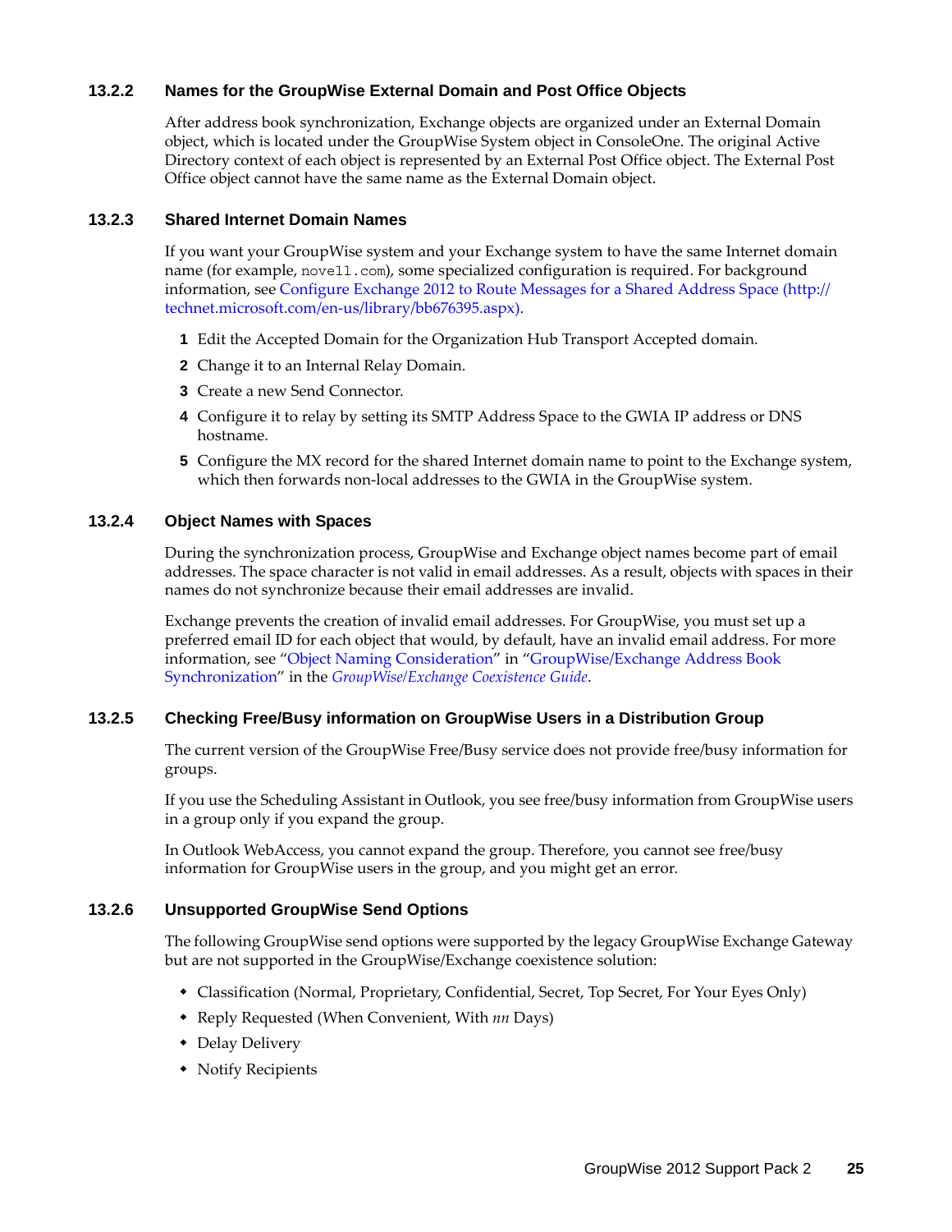### 13.2.2 Names for the GroupWise External Domain and Post Office Objects

After address book synchronization, Exchange objects are organized under an External Domain object, which is located under the GroupWise System object in ConsoleOne. The original Active Directory context of each object is represented by an External Post Office object. The External Post Office object cannot have the same name as the External Domain object.

### 13.2.3 Shared Internet Domain Names

If you want your GroupWise system and your Exchange system to have the same Internet domain name (for example, `novell.com`), some specialized configuration is required. For background information, see [Configure Exchange 2012 to Route Messages for a Shared Address Space (http://technet.microsoft.com/en-us/library/bb676395.aspx)](http://technet.microsoft.com/en-us/library/bb676395.aspx).

1. Edit the Accepted Domain for the Organization Hub Transport Accepted domain.
2. Change it to an Internal Relay Domain.
3. Create a new Send Connector.
4. Configure it to relay by setting its SMTP Address Space to the GWIA IP address or DNS hostname.
5. Configure the MX record for the shared Internet domain name to point to the Exchange system, which then forwards non-local addresses to the GWIA in the GroupWise system.

### 13.2.4 Object Names with Spaces

During the synchronization process, GroupWise and Exchange object names become part of email addresses. The space character is not valid in email addresses. As a result, objects with spaces in their names do not synchronize because their email addresses are invalid.

Exchange prevents the creation of invalid email addresses. For GroupWise, you must set up a preferred email ID for each object that would, by default, have an invalid email address. For more information, see "Object Naming Consideration" in "GroupWise/Exchange Address Book Synchronization" in the *GroupWise/Exchange Coexistence Guide*.

### 13.2.5 Checking Free/Busy information on GroupWise Users in a Distribution Group

The current version of the GroupWise Free/Busy service does not provide free/busy information for groups.

If you use the Scheduling Assistant in Outlook, you see free/busy information from GroupWise users in a group only if you expand the group.

In Outlook WebAccess, you cannot expand the group. Therefore, you cannot see free/busy information for GroupWise users in the group, and you might get an error.

### 13.2.6 Unsupported GroupWise Send Options

The following GroupWise send options were supported by the legacy GroupWise Exchange Gateway but are not supported in the GroupWise/Exchange coexistence solution:

- Classification (Normal, Proprietary, Confidential, Secret, Top Secret, For Your Eyes Only)
- Reply Requested (When Convenient, With *nn* Days)
- Delay Delivery
- Notify Recipients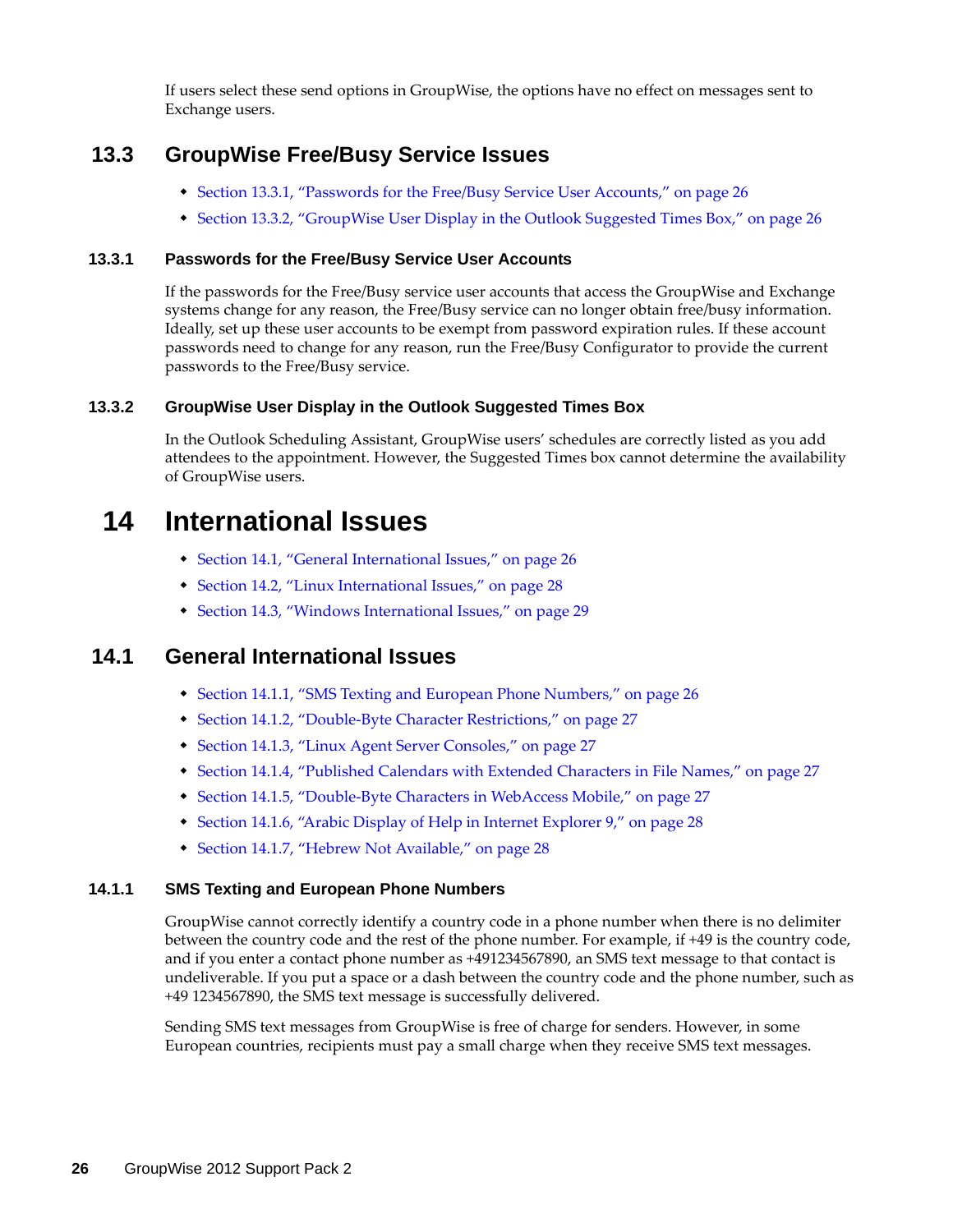If users select these send options in GroupWise, the options have no effect on messages sent to Exchange users.

## 13.3 GroupWise Free/Busy Service Issues

- Section 13.3.1, "Passwords for the Free/Busy Service User Accounts," on page 26
- Section 13.3.2, "GroupWise User Display in the Outlook Suggested Times Box," on page 26

### 13.3.1 Passwords for the Free/Busy Service User Accounts

If the passwords for the Free/Busy service user accounts that access the GroupWise and Exchange systems change for any reason, the Free/Busy service can no longer obtain free/busy information. Ideally, set up these user accounts to be exempt from password expiration rules. If these account passwords need to change for any reason, run the Free/Busy Configurator to provide the current passwords to the Free/Busy service.

### 13.3.2 GroupWise User Display in the Outlook Suggested Times Box

In the Outlook Scheduling Assistant, GroupWise users' schedules are correctly listed as you add attendees to the appointment. However, the Suggested Times box cannot determine the availability of GroupWise users.

# 14 International Issues

- Section 14.1, "General International Issues," on page 26
- Section 14.2, "Linux International Issues," on page 28
- Section 14.3, "Windows International Issues," on page 29

## 14.1 General International Issues

- Section 14.1.1, "SMS Texting and European Phone Numbers," on page 26
- Section 14.1.2, "Double-Byte Character Restrictions," on page 27
- Section 14.1.3, "Linux Agent Server Consoles," on page 27
- Section 14.1.4, "Published Calendars with Extended Characters in File Names," on page 27
- Section 14.1.5, "Double-Byte Characters in WebAccess Mobile," on page 27
- Section 14.1.6, "Arabic Display of Help in Internet Explorer 9," on page 28
- Section 14.1.7, "Hebrew Not Available," on page 28

### 14.1.1 SMS Texting and European Phone Numbers

GroupWise cannot correctly identify a country code in a phone number when there is no delimiter between the country code and the rest of the phone number. For example, if +49 is the country code, and if you enter a contact phone number as +491234567890, an SMS text message to that contact is undeliverable. If you put a space or a dash between the country code and the phone number, such as +49 1234567890, the SMS text message is successfully delivered.

Sending SMS text messages from GroupWise is free of charge for senders. However, in some European countries, recipients must pay a small charge when they receive SMS text messages.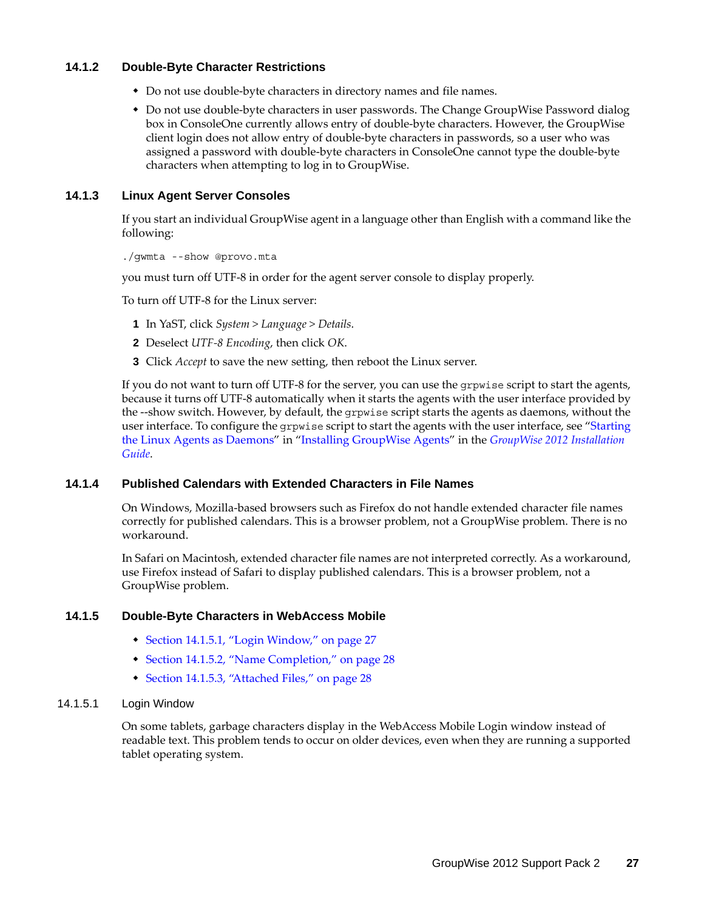### 14.1.2 Double-Byte Character Restrictions

- Do not use double-byte characters in directory names and file names.
- Do not use double-byte characters in user passwords. The Change GroupWise Password dialog box in ConsoleOne currently allows entry of double-byte characters. However, the GroupWise client login does not allow entry of double-byte characters in passwords, so a user who was assigned a password with double-byte characters in ConsoleOne cannot type the double-byte characters when attempting to log in to GroupWise.

### 14.1.3 Linux Agent Server Consoles

If you start an individual GroupWise agent in a language other than English with a command like the following:

```
./gwmta --show @provo.mta
```

you must turn off UTF-8 in order for the agent server console to display properly.

To turn off UTF-8 for the Linux server:

1. In YaST, click *System* > *Language* > *Details*.
2. Deselect *UTF-8 Encoding*, then click *OK*.
3. Click *Accept* to save the new setting, then reboot the Linux server.

If you do not want to turn off UTF-8 for the server, you can use the `grpwise` script to start the agents, because it turns off UTF-8 automatically when it starts the agents with the user interface provided by the --show switch. However, by default, the `grpwise` script starts the agents as daemons, without the user interface. To configure the `grpwise` script to start the agents with the user interface, see "Starting the Linux Agents as Daemons" in "Installing GroupWise Agents" in the *GroupWise 2012 Installation Guide*.

### 14.1.4 Published Calendars with Extended Characters in File Names

On Windows, Mozilla-based browsers such as Firefox do not handle extended character file names correctly for published calendars. This is a browser problem, not a GroupWise problem. There is no workaround.

In Safari on Macintosh, extended character file names are not interpreted correctly. As a workaround, use Firefox instead of Safari to display published calendars. This is a browser problem, not a GroupWise problem.

### 14.1.5 Double-Byte Characters in WebAccess Mobile

- Section 14.1.5.1, "Login Window," on page 27
- Section 14.1.5.2, "Name Completion," on page 28
- Section 14.1.5.3, "Attached Files," on page 28

#### 14.1.5.1 Login Window

On some tablets, garbage characters display in the WebAccess Mobile Login window instead of readable text. This problem tends to occur on older devices, even when they are running a supported tablet operating system.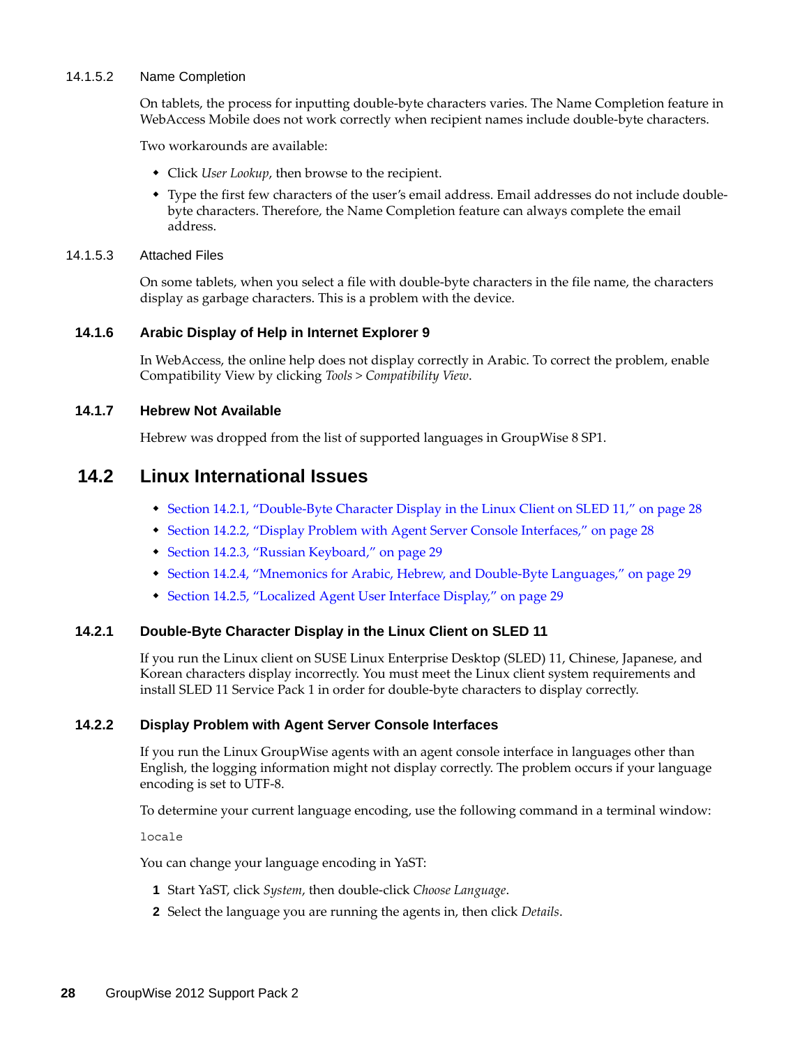#### 14.1.5.2 Name Completion

On tablets, the process for inputting double-byte characters varies. The Name Completion feature in WebAccess Mobile does not work correctly when recipient names include double-byte characters.

Two workarounds are available:

- Click *User Lookup*, then browse to the recipient.
- Type the first few characters of the user's email address. Email addresses do not include double-byte characters. Therefore, the Name Completion feature can always complete the email address.

#### 14.1.5.3 Attached Files

On some tablets, when you select a file with double-byte characters in the file name, the characters display as garbage characters. This is a problem with the device.

### 14.1.6 Arabic Display of Help in Internet Explorer 9

In WebAccess, the online help does not display correctly in Arabic. To correct the problem, enable Compatibility View by clicking *Tools > Compatibility View*.

### 14.1.7 Hebrew Not Available

Hebrew was dropped from the list of supported languages in GroupWise 8 SP1.

## 14.2 Linux International Issues

- Section 14.2.1, "Double-Byte Character Display in the Linux Client on SLED 11," on page 28
- Section 14.2.2, "Display Problem with Agent Server Console Interfaces," on page 28
- Section 14.2.3, "Russian Keyboard," on page 29
- Section 14.2.4, "Mnemonics for Arabic, Hebrew, and Double-Byte Languages," on page 29
- Section 14.2.5, "Localized Agent User Interface Display," on page 29

### 14.2.1 Double-Byte Character Display in the Linux Client on SLED 11

If you run the Linux client on SUSE Linux Enterprise Desktop (SLED) 11, Chinese, Japanese, and Korean characters display incorrectly. You must meet the Linux client system requirements and install SLED 11 Service Pack 1 in order for double-byte characters to display correctly.

### 14.2.2 Display Problem with Agent Server Console Interfaces

If you run the Linux GroupWise agents with an agent console interface in languages other than English, the logging information might not display correctly. The problem occurs if your language encoding is set to UTF-8.

To determine your current language encoding, use the following command in a terminal window:

```
locale
```

You can change your language encoding in YaST:

1. Start YaST, click *System*, then double-click *Choose Language*.
2. Select the language you are running the agents in, then click *Details*.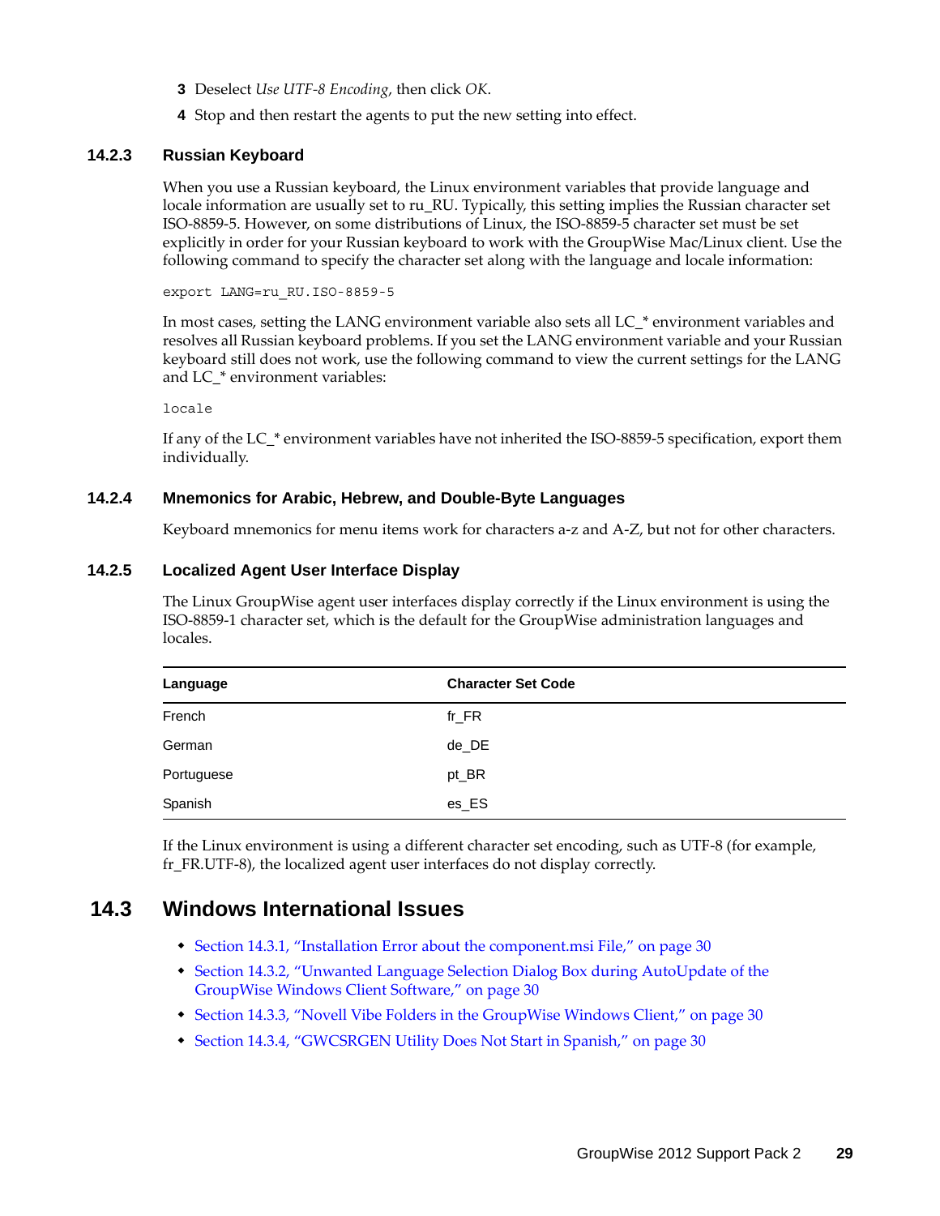3 Deselect *Use UTF-8 Encoding*, then click *OK*.
4 Stop and then restart the agents to put the new setting into effect.

### 14.2.3 Russian Keyboard

When you use a Russian keyboard, the Linux environment variables that provide language and locale information are usually set to ru_RU. Typically, this setting implies the Russian character set ISO-8859-5. However, on some distributions of Linux, the ISO-8859-5 character set must be set explicitly in order for your Russian keyboard to work with the GroupWise Mac/Linux client. Use the following command to specify the character set along with the language and locale information:

```
export LANG=ru_RU.ISO-8859-5
```

In most cases, setting the LANG environment variable also sets all LC_* environment variables and resolves all Russian keyboard problems. If you set the LANG environment variable and your Russian keyboard still does not work, use the following command to view the current settings for the LANG and LC_* environment variables:

```
locale
```

If any of the LC_* environment variables have not inherited the ISO-8859-5 specification, export them individually.

### 14.2.4 Mnemonics for Arabic, Hebrew, and Double-Byte Languages

Keyboard mnemonics for menu items work for characters a-z and A-Z, but not for other characters.

### 14.2.5 Localized Agent User Interface Display

The Linux GroupWise agent user interfaces display correctly if the Linux environment is using the ISO-8859-1 character set, which is the default for the GroupWise administration languages and locales.

| Language | Character Set Code |
|---|---|
| French | fr_FR |
| German | de_DE |
| Portuguese | pt_BR |
| Spanish | es_ES |

If the Linux environment is using a different character set encoding, such as UTF-8 (for example, fr_FR.UTF-8), the localized agent user interfaces do not display correctly.

## 14.3 Windows International Issues

- Section 14.3.1, "Installation Error about the component.msi File," on page 30
- Section 14.3.2, "Unwanted Language Selection Dialog Box during AutoUpdate of the GroupWise Windows Client Software," on page 30
- Section 14.3.3, "Novell Vibe Folders in the GroupWise Windows Client," on page 30
- Section 14.3.4, "GWCSRGEN Utility Does Not Start in Spanish," on page 30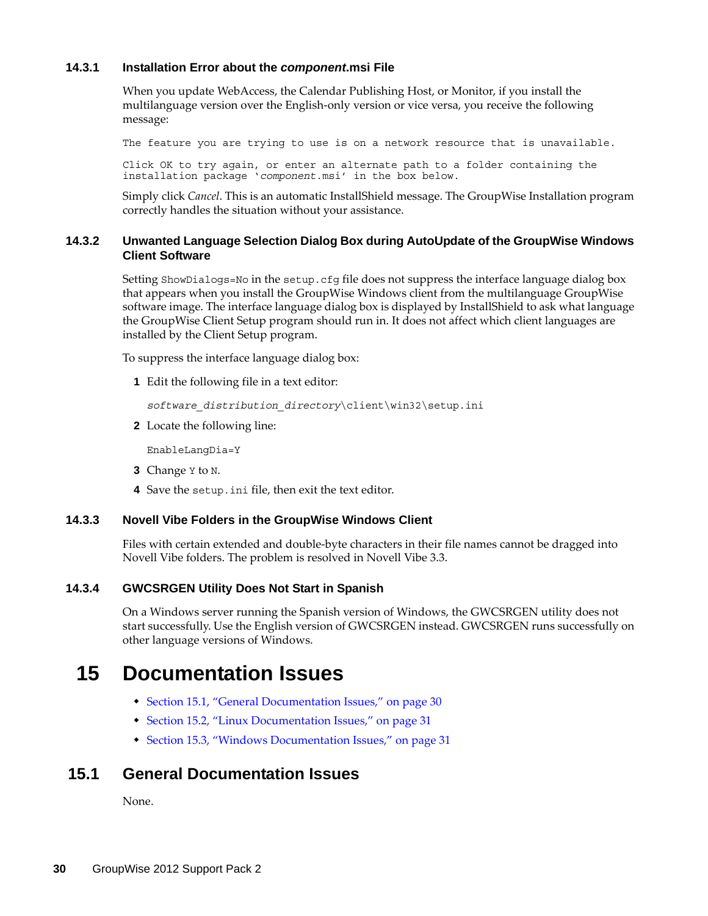### 14.3.1 Installation Error about the *component*.msi File

When you update WebAccess, the Calendar Publishing Host, or Monitor, if you install the multilanguage version over the English-only version or vice versa, you receive the following message:

```
The feature you are trying to use is on a network resource that is unavailable.

Click OK to try again, or enter an alternate path to a folder containing the
installation package 'component.msi' in the box below.
```

Simply click *Cancel*. This is an automatic InstallShield message. The GroupWise Installation program correctly handles the situation without your assistance.

### 14.3.2 Unwanted Language Selection Dialog Box during AutoUpdate of the GroupWise Windows Client Software

Setting `ShowDialogs=No` in the `setup.cfg` file does not suppress the interface language dialog box that appears when you install the GroupWise Windows client from the multilanguage GroupWise software image. The interface language dialog box is displayed by InstallShield to ask what language the GroupWise Client Setup program should run in. It does not affect which client languages are installed by the Client Setup program.

To suppress the interface language dialog box:

1. Edit the following file in a text editor:

   `software_distribution_directory\client\win32\setup.ini`

2. Locate the following line:

   `EnableLangDia=Y`

3. Change `Y` to `N`.
4. Save the `setup.ini` file, then exit the text editor.

### 14.3.3 Novell Vibe Folders in the GroupWise Windows Client

Files with certain extended and double-byte characters in their file names cannot be dragged into Novell Vibe folders. The problem is resolved in Novell Vibe 3.3.

### 14.3.4 GWCSRGEN Utility Does Not Start in Spanish

On a Windows server running the Spanish version of Windows, the GWCSRGEN utility does not start successfully. Use the English version of GWCSRGEN instead. GWCSRGEN runs successfully on other language versions of Windows.

# 15 Documentation Issues

- Section 15.1, "General Documentation Issues," on page 30
- Section 15.2, "Linux Documentation Issues," on page 31
- Section 15.3, "Windows Documentation Issues," on page 31

## 15.1 General Documentation Issues

None.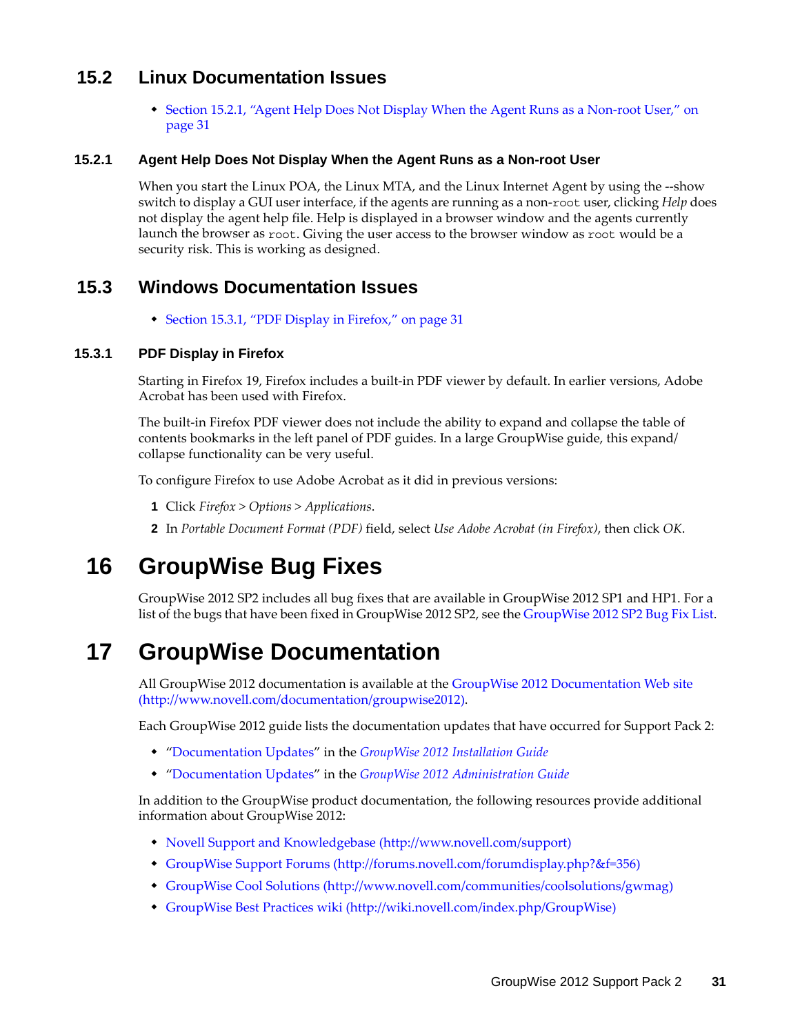## 15.2 Linux Documentation Issues

- Section 15.2.1, "Agent Help Does Not Display When the Agent Runs as a Non-root User," on page 31

### 15.2.1 Agent Help Does Not Display When the Agent Runs as a Non-root User

When you start the Linux POA, the Linux MTA, and the Linux Internet Agent by using the --show switch to display a GUI user interface, if the agents are running as a non-`root` user, clicking *Help* does not display the agent help file. Help is displayed in a browser window and the agents currently launch the browser as `root`. Giving the user access to the browser window as `root` would be a security risk. This is working as designed.

## 15.3 Windows Documentation Issues

- Section 15.3.1, "PDF Display in Firefox," on page 31

### 15.3.1 PDF Display in Firefox

Starting in Firefox 19, Firefox includes a built-in PDF viewer by default. In earlier versions, Adobe Acrobat has been used with Firefox.

The built-in Firefox PDF viewer does not include the ability to expand and collapse the table of contents bookmarks in the left panel of PDF guides. In a large GroupWise guide, this expand/collapse functionality can be very useful.

To configure Firefox to use Adobe Acrobat as it did in previous versions:

1. Click *Firefox* > *Options* > *Applications*.
2. In *Portable Document Format (PDF)* field, select *Use Adobe Acrobat (in Firefox)*, then click *OK*.

# 16 GroupWise Bug Fixes

GroupWise 2012 SP2 includes all bug fixes that are available in GroupWise 2012 SP1 and HP1. For a list of the bugs that have been fixed in GroupWise 2012 SP2, see the GroupWise 2012 SP2 Bug Fix List.

# 17 GroupWise Documentation

All GroupWise 2012 documentation is available at the GroupWise 2012 Documentation Web site (http://www.novell.com/documentation/groupwise2012).

Each GroupWise 2012 guide lists the documentation updates that have occurred for Support Pack 2:

- "Documentation Updates" in the *GroupWise 2012 Installation Guide*
- "Documentation Updates" in the *GroupWise 2012 Administration Guide*

In addition to the GroupWise product documentation, the following resources provide additional information about GroupWise 2012:

- Novell Support and Knowledgebase (http://www.novell.com/support)
- GroupWise Support Forums (http://forums.novell.com/forumdisplay.php?&f=356)
- GroupWise Cool Solutions (http://www.novell.com/communities/coolsolutions/gwmag)
- GroupWise Best Practices wiki (http://wiki.novell.com/index.php/GroupWise)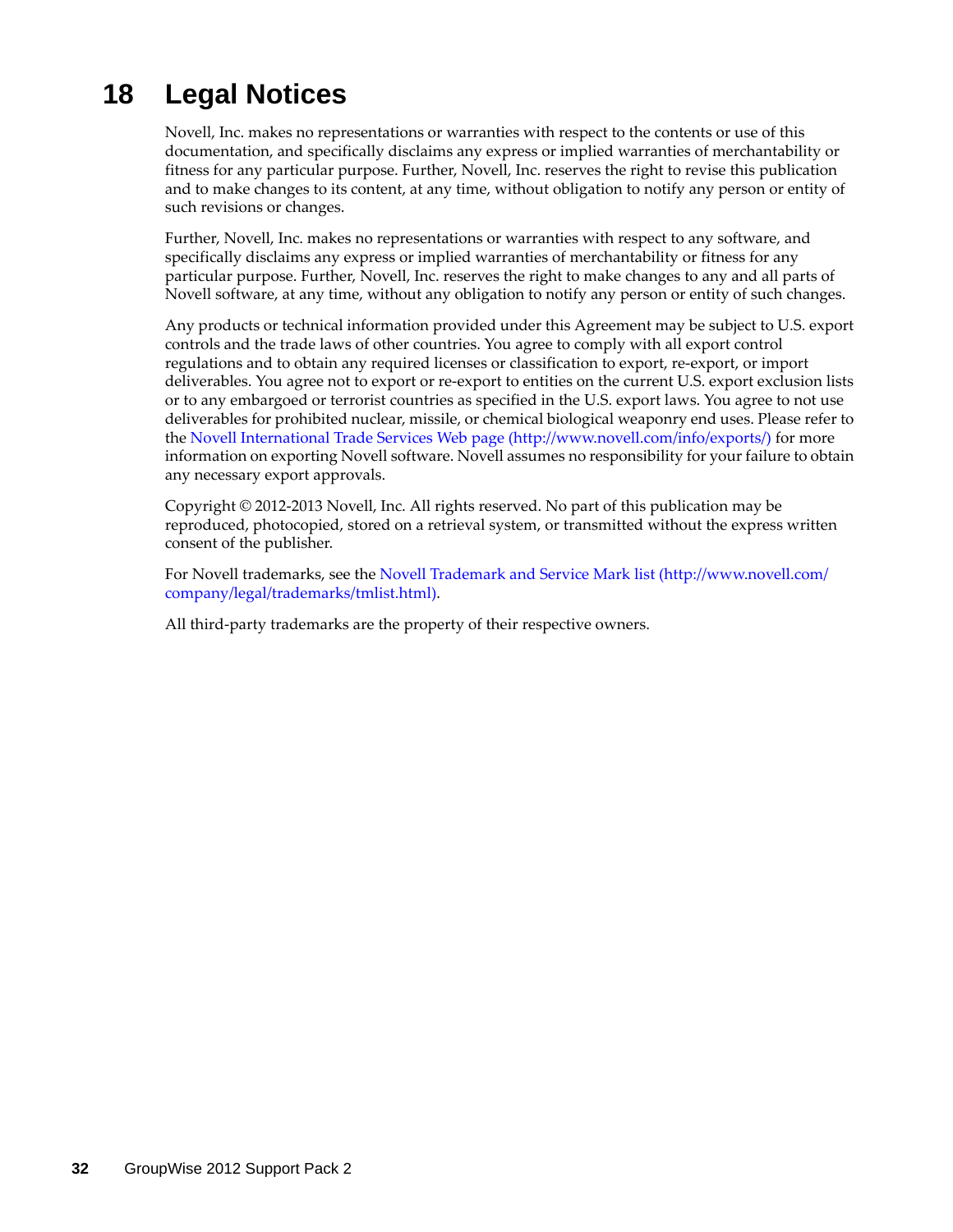# 18 Legal Notices

Novell, Inc. makes no representations or warranties with respect to the contents or use of this documentation, and specifically disclaims any express or implied warranties of merchantability or fitness for any particular purpose. Further, Novell, Inc. reserves the right to revise this publication and to make changes to its content, at any time, without obligation to notify any person or entity of such revisions or changes.

Further, Novell, Inc. makes no representations or warranties with respect to any software, and specifically disclaims any express or implied warranties of merchantability or fitness for any particular purpose. Further, Novell, Inc. reserves the right to make changes to any and all parts of Novell software, at any time, without any obligation to notify any person or entity of such changes.

Any products or technical information provided under this Agreement may be subject to U.S. export controls and the trade laws of other countries. You agree to comply with all export control regulations and to obtain any required licenses or classification to export, re-export, or import deliverables. You agree not to export or re-export to entities on the current U.S. export exclusion lists or to any embargoed or terrorist countries as specified in the U.S. export laws. You agree to not use deliverables for prohibited nuclear, missile, or chemical biological weaponry end uses. Please refer to the Novell International Trade Services Web page (http://www.novell.com/info/exports/) for more information on exporting Novell software. Novell assumes no responsibility for your failure to obtain any necessary export approvals.

Copyright © 2012-2013 Novell, Inc. All rights reserved. No part of this publication may be reproduced, photocopied, stored on a retrieval system, or transmitted without the express written consent of the publisher.

For Novell trademarks, see the Novell Trademark and Service Mark list (http://www.novell.com/company/legal/trademarks/tmlist.html).

All third-party trademarks are the property of their respective owners.